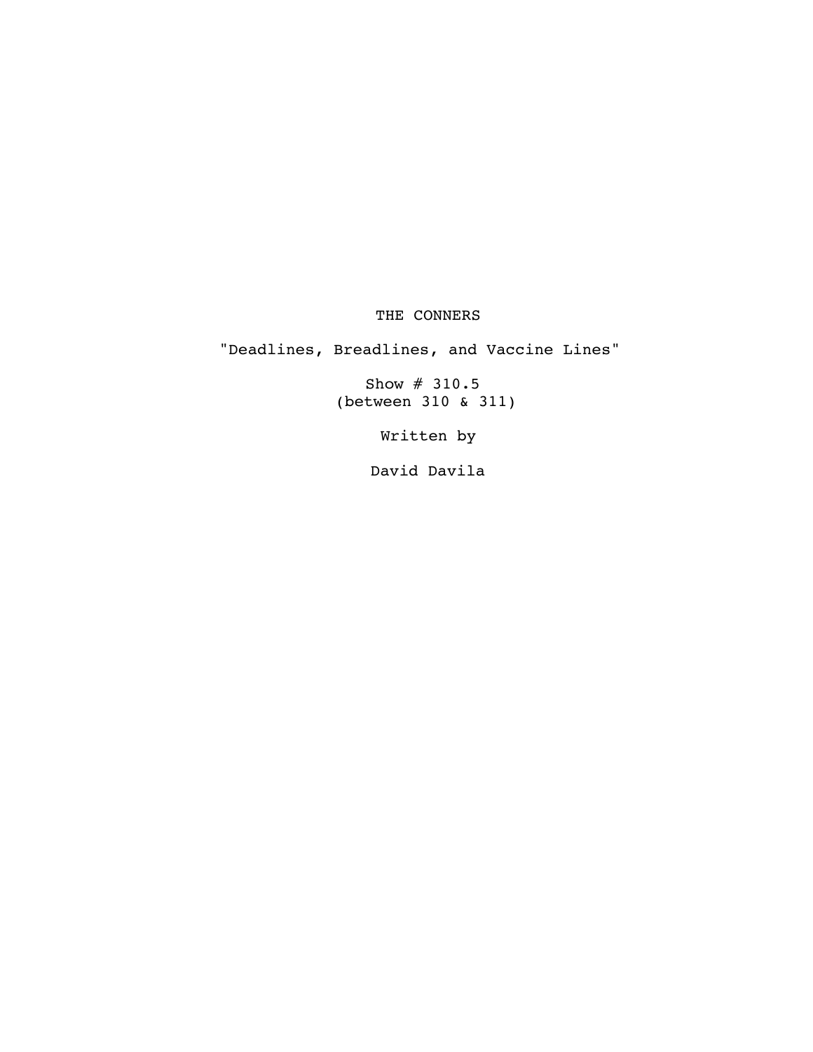# THE CONNERS

"Deadlines, Breadlines, and Vaccine Lines"

Show # 310.5
(between 310 & 311)

Written by

David Davila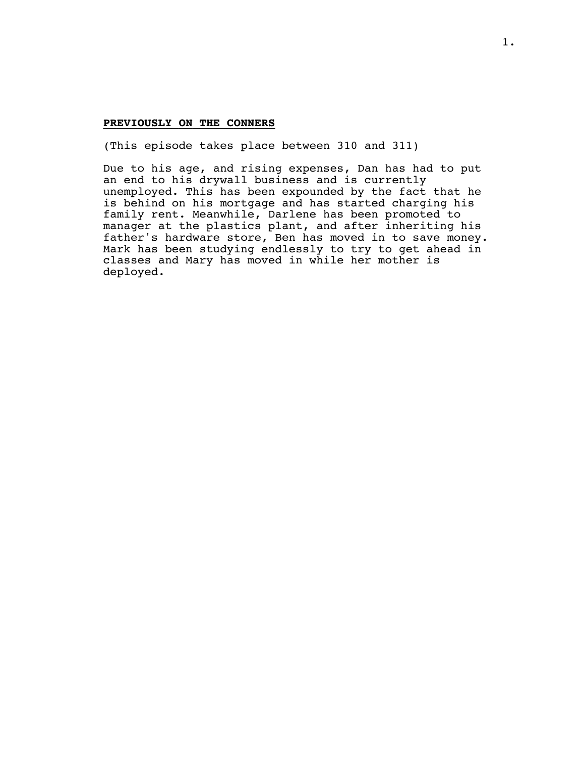**<u>PREVIOUSLY ON THE CONNERS</u>**

(This episode takes place between 310 and 311)

Due to his age, and rising expenses, Dan has had to put an end to his drywall business and is currently unemployed. This has been expounded by the fact that he is behind on his mortgage and has started charging his family rent. Meanwhile, Darlene has been promoted to manager at the plastics plant, and after inheriting his father's hardware store, Ben has moved in to save money. Mark has been studying endlessly to try to get ahead in classes and Mary has moved in while her mother is deployed.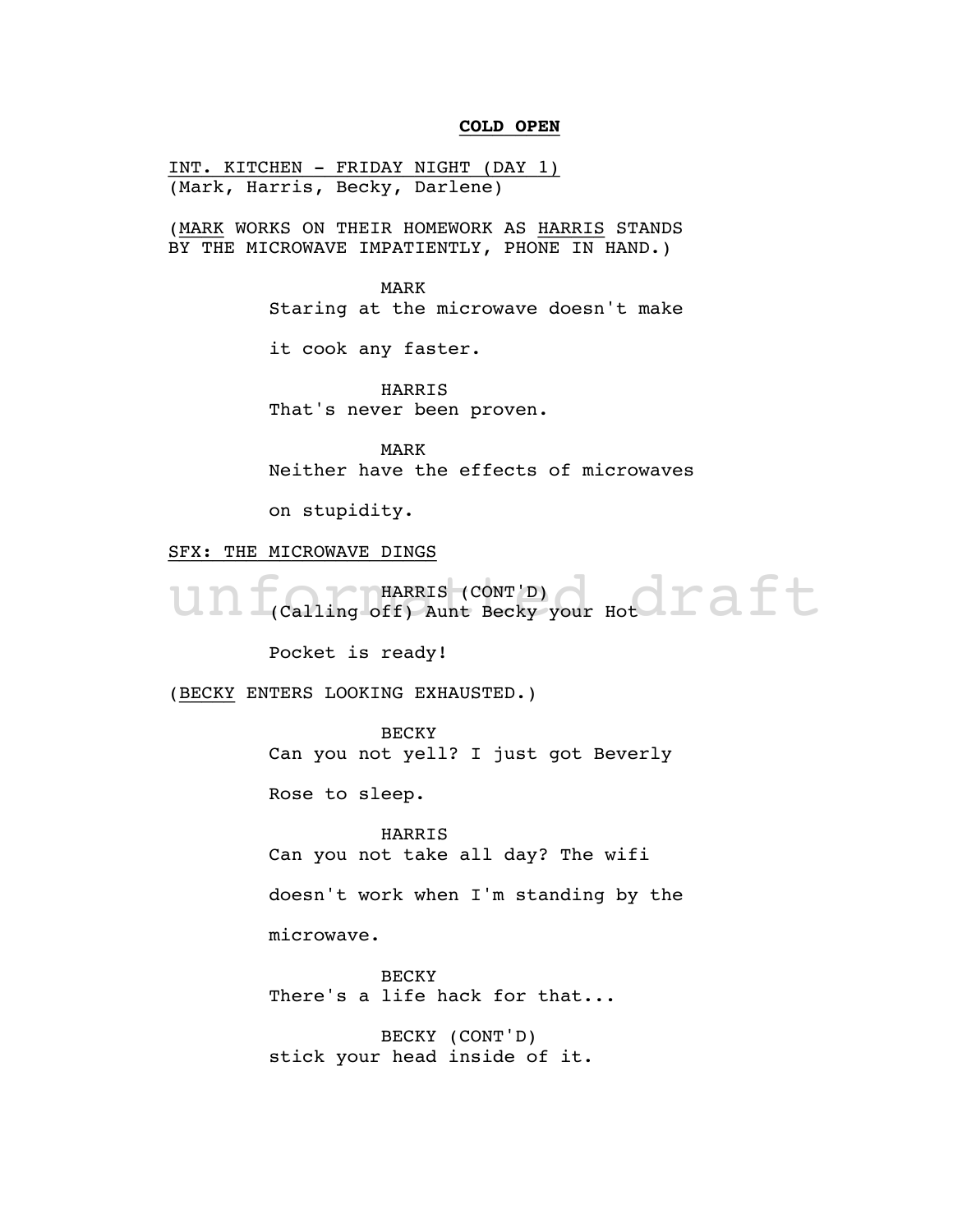**COLD OPEN**

INT. KITCHEN - FRIDAY NIGHT (DAY 1)
(Mark, Harris, Becky, Darlene)

(MARK WORKS ON THEIR HOMEWORK AS HARRIS STANDS BY THE MICROWAVE IMPATIENTLY, PHONE IN HAND.)

MARK
Staring at the microwave doesn't make it cook any faster.

HARRIS
That's never been proven.

MARK
Neither have the effects of microwaves on stupidity.

SFX: THE MICROWAVE DINGS

HARRIS (CONT'D)
(Calling off) Aunt Becky your Hot Pocket is ready!

(BECKY ENTERS LOOKING EXHAUSTED.)

BECKY
Can you not yell? I just got Beverly Rose to sleep.

HARRIS
Can you not take all day? The wifi doesn't work when I'm standing by the microwave.

BECKY
There's a life hack for that...

BECKY (CONT'D)
stick your head inside of it.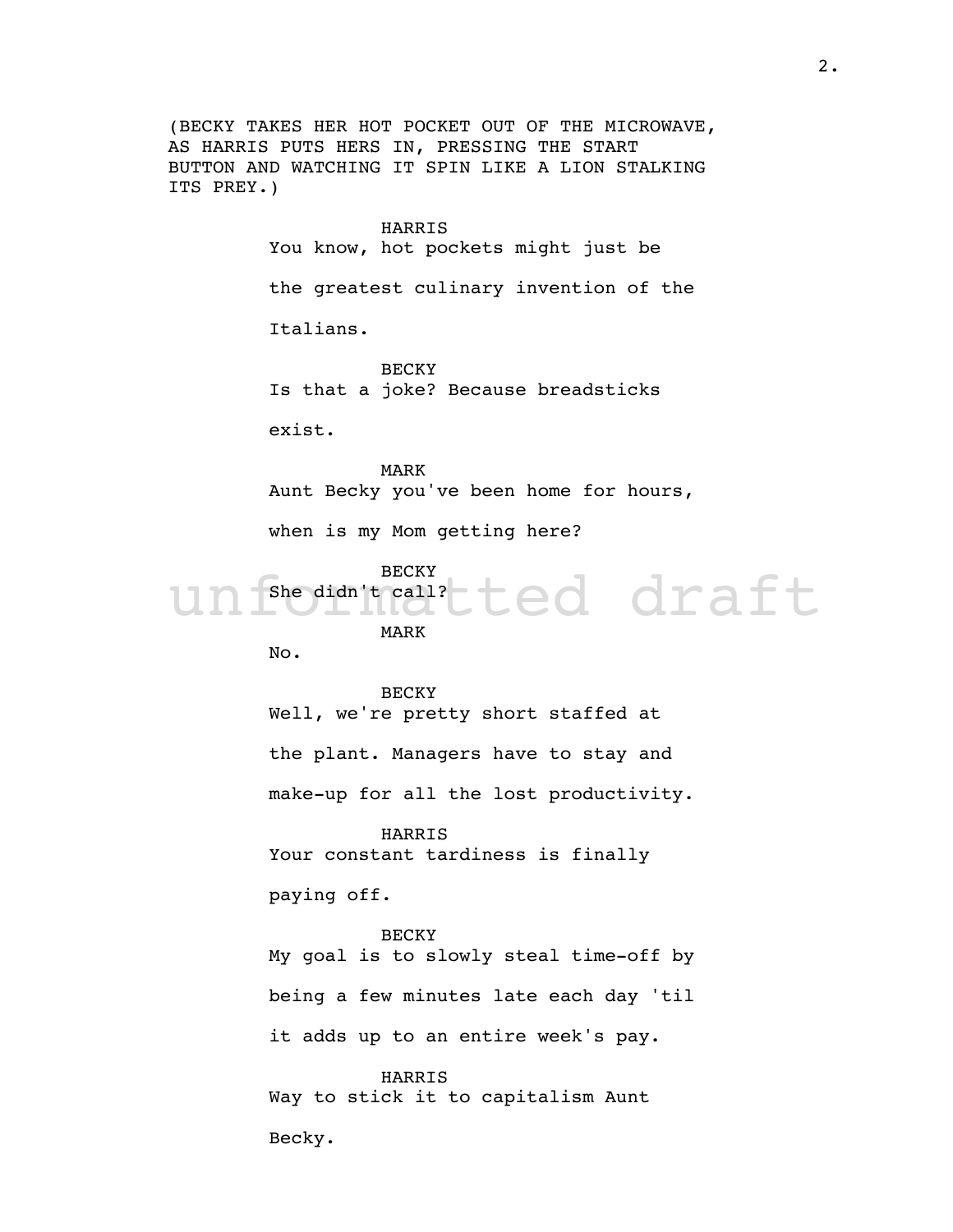(BECKY TAKES HER HOT POCKET OUT OF THE MICROWAVE, AS HARRIS PUTS HERS IN, PRESSING THE START BUTTON AND WATCHING IT SPIN LIKE A LION STALKING ITS PREY.)

HARRIS
You know, hot pockets might just be the greatest culinary invention of the Italians.

BECKY
Is that a joke? Because breadsticks exist.

MARK
Aunt Becky you've been home for hours, when is my Mom getting here?

BECKY
She didn't call?

MARK
No.

BECKY
Well, we're pretty short staffed at the plant. Managers have to stay and make-up for all the lost productivity.

HARRIS
Your constant tardiness is finally paying off.

BECKY
My goal is to slowly steal time-off by being a few minutes late each day 'til it adds up to an entire week's pay.

HARRIS
Way to stick it to capitalism Aunt Becky.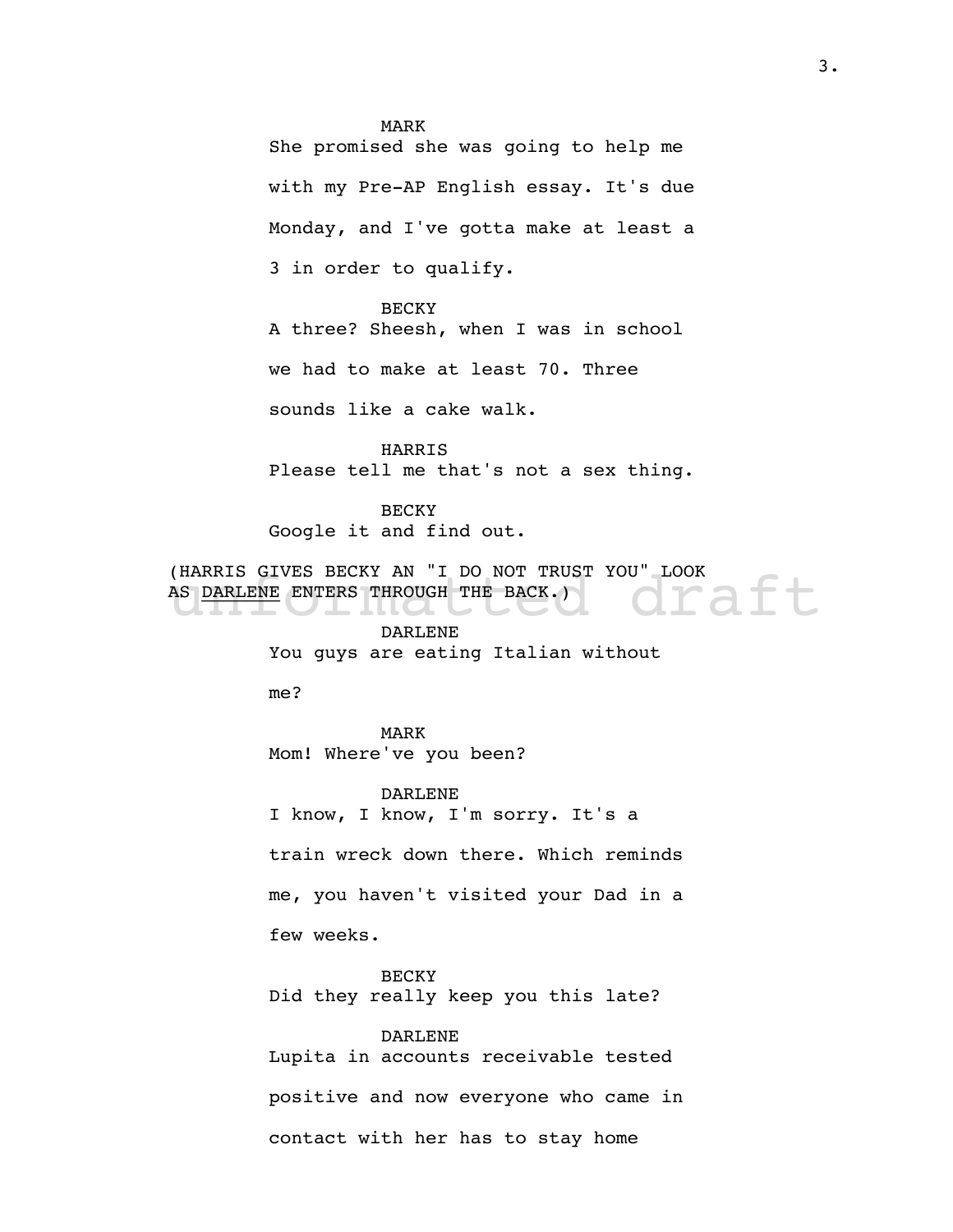MARK

She promised she was going to help me with my Pre-AP English essay. It's due Monday, and I've gotta make at least a 3 in order to qualify.

BECKY

A three? Sheesh, when I was in school we had to make at least 70. Three sounds like a cake walk.

HARRIS

Please tell me that's not a sex thing.

BECKY

Google it and find out.

(HARRIS GIVES BECKY AN "I DO NOT TRUST YOU" LOOK AS DARLENE ENTERS THROUGH THE BACK.)

DARLENE

You guys are eating Italian without me?

MARK

Mom! Where've you been?

DARLENE

I know, I know, I'm sorry. It's a train wreck down there. Which reminds me, you haven't visited your Dad in a few weeks.

BECKY

Did they really keep you this late?

DARLENE

Lupita in accounts receivable tested positive and now everyone who came in contact with her has to stay home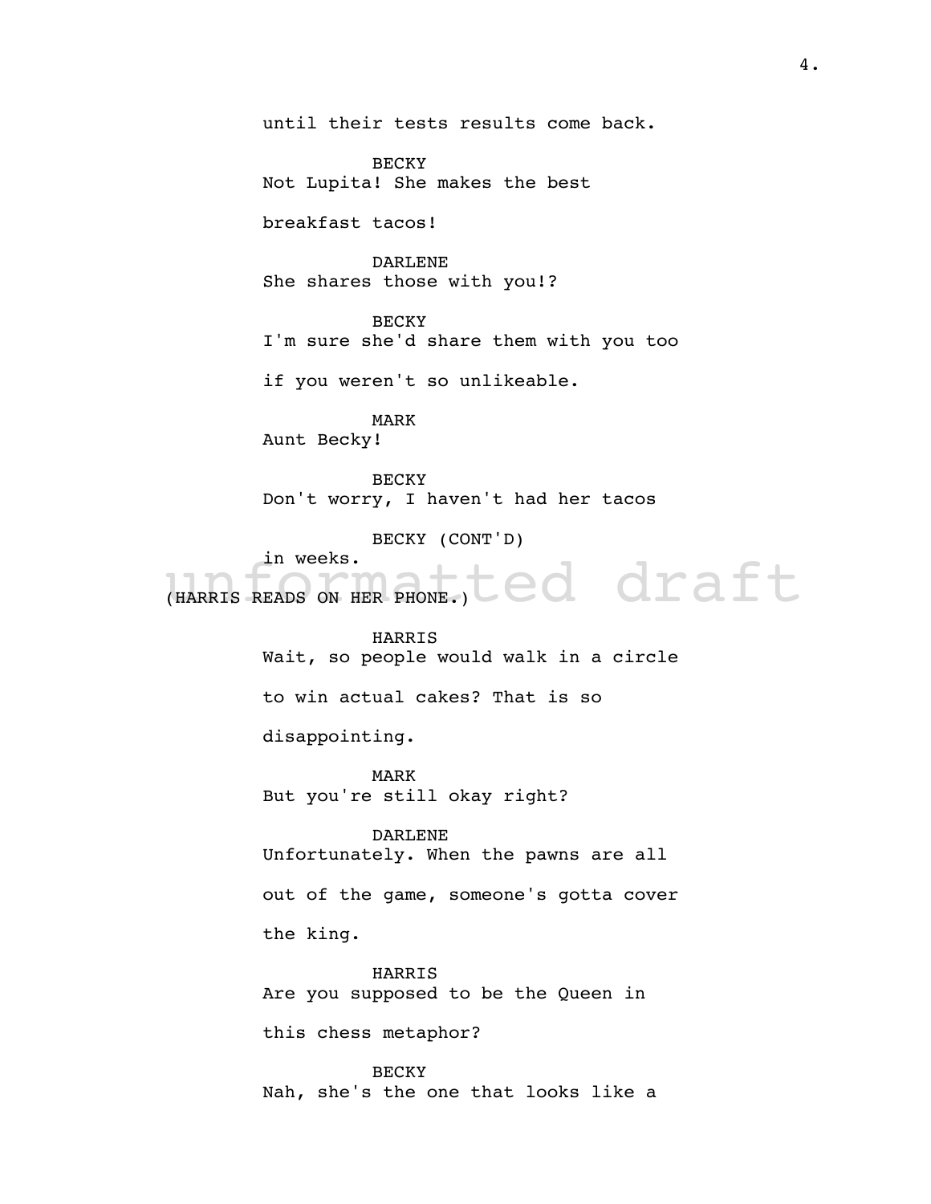until their tests results come back.

BECKY
Not Lupita! She makes the best breakfast tacos!

DARLENE
She shares those with you!?

BECKY
I'm sure she'd share them with you too if you weren't so unlikeable.

MARK
Aunt Becky!

BECKY
Don't worry, I haven't had her tacos

BECKY (CONT'D)
in weeks.

unformatted draft

(HARRIS READS ON HER PHONE.)

HARRIS
Wait, so people would walk in a circle to win actual cakes? That is so disappointing.

MARK
But you're still okay right?

DARLENE
Unfortunately. When the pawns are all out of the game, someone's gotta cover the king.

HARRIS
Are you supposed to be the Queen in this chess metaphor?

BECKY
Nah, she's the one that looks like a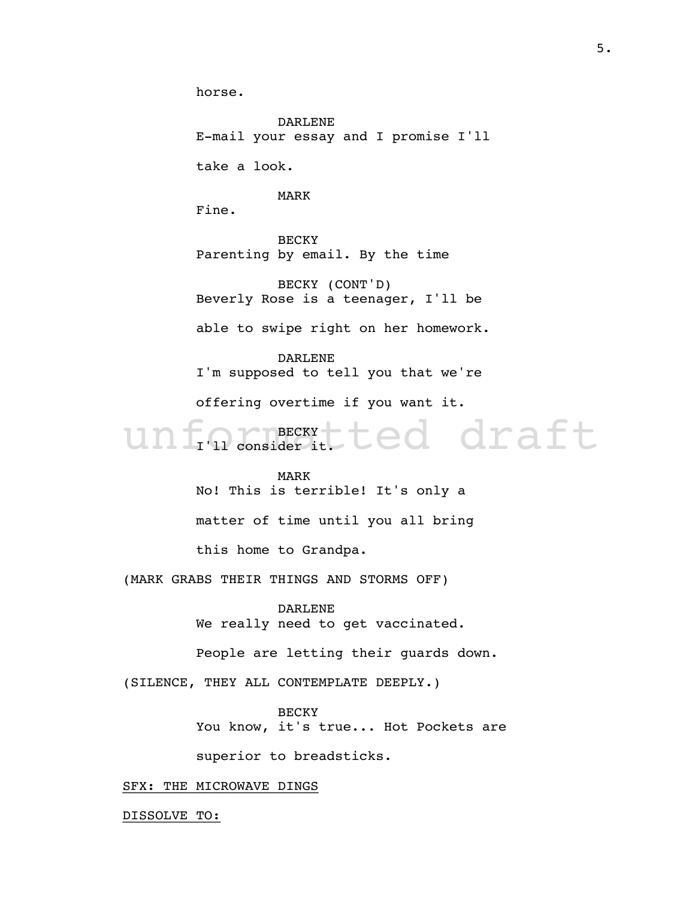horse.

DARLENE
E-mail your essay and I promise I'll take a look.

MARK
Fine.

BECKY
Parenting by email. By the time

BECKY (CONT'D)
Beverly Rose is a teenager, I'll be able to swipe right on her homework.

DARLENE
I'm supposed to tell you that we're offering overtime if you want it.

BECKY
I'll consider it.

MARK
No! This is terrible! It's only a matter of time until you all bring this home to Grandpa.

(MARK GRABS THEIR THINGS AND STORMS OFF)

DARLENE
We really need to get vaccinated. People are letting their guards down.

(SILENCE, THEY ALL CONTEMPLATE DEEPLY.)

BECKY
You know, it's true... Hot Pockets are superior to breadsticks.

<u>SFX: THE MICROWAVE DINGS</u>

<u>DISSOLVE TO:</u>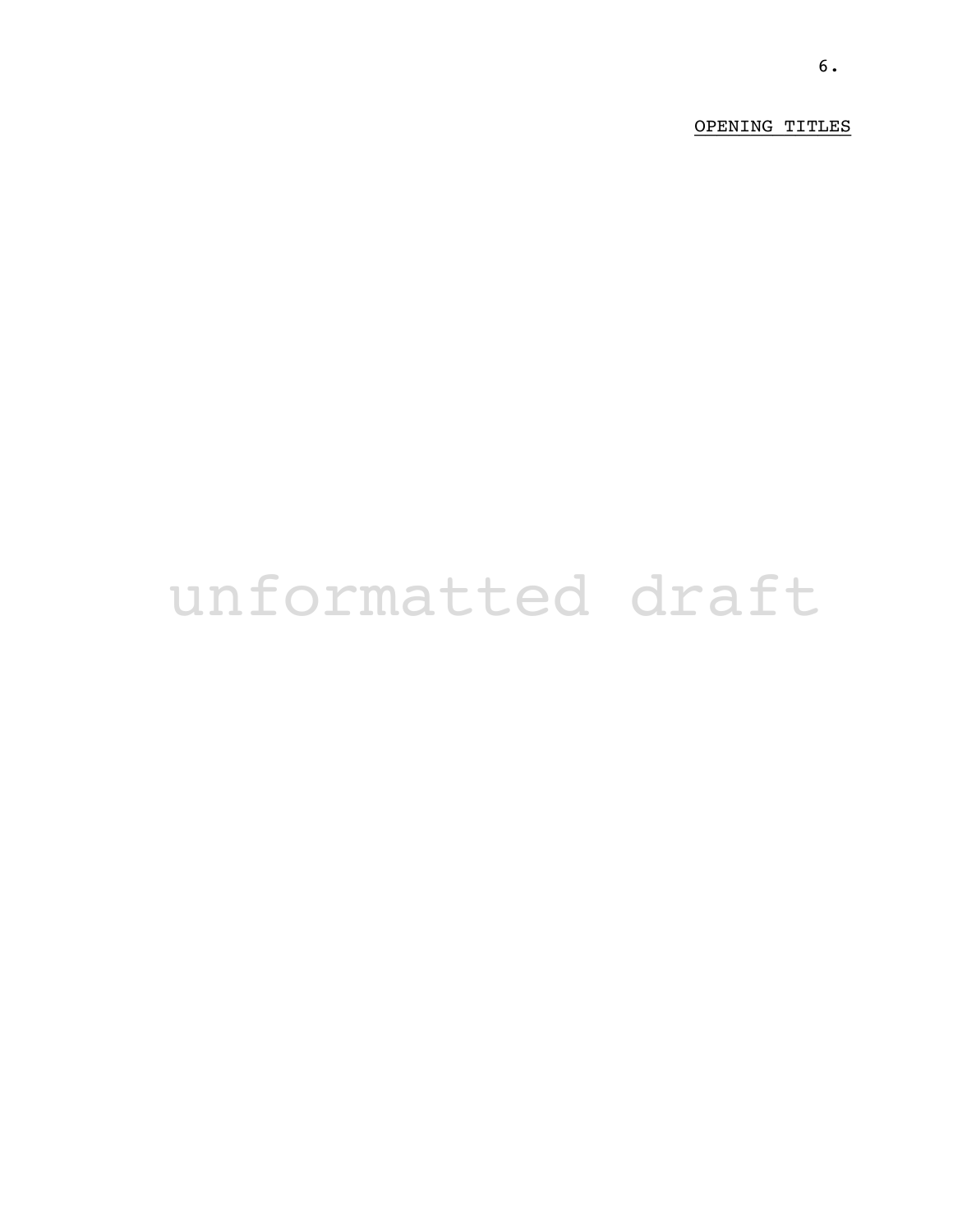OPENING TITLES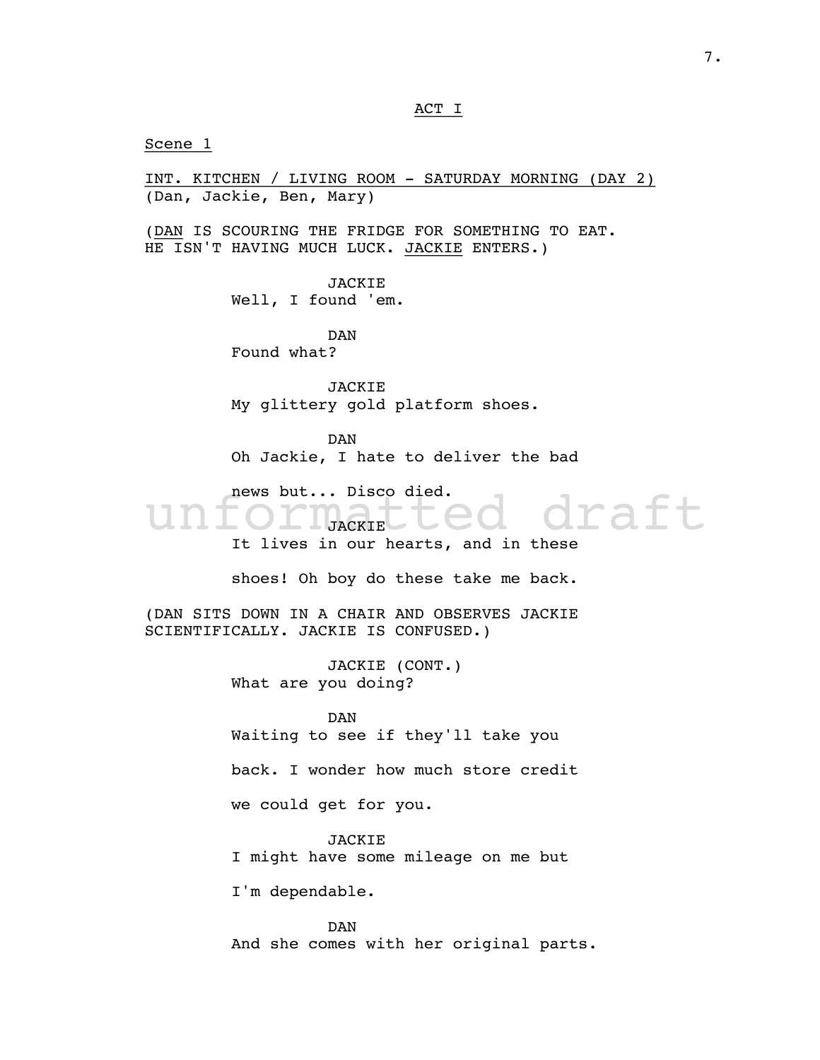ACT I

Scene 1

INT. KITCHEN / LIVING ROOM - SATURDAY MORNING (DAY 2)
(Dan, Jackie, Ben, Mary)

(DAN IS SCOURING THE FRIDGE FOR SOMETHING TO EAT. HE ISN'T HAVING MUCH LUCK. JACKIE ENTERS.)

JACKIE
Well, I found 'em.

DAN
Found what?

JACKIE
My glittery gold platform shoes.

DAN
Oh Jackie, I hate to deliver the bad news but... Disco died.

JACKIE
It lives in our hearts, and in these shoes! Oh boy do these take me back.

(DAN SITS DOWN IN A CHAIR AND OBSERVES JACKIE SCIENTIFICALLY. JACKIE IS CONFUSED.)

JACKIE (CONT.)
What are you doing?

DAN
Waiting to see if they'll take you back. I wonder how much store credit we could get for you.

JACKIE
I might have some mileage on me but I'm dependable.

DAN
And she comes with her original parts.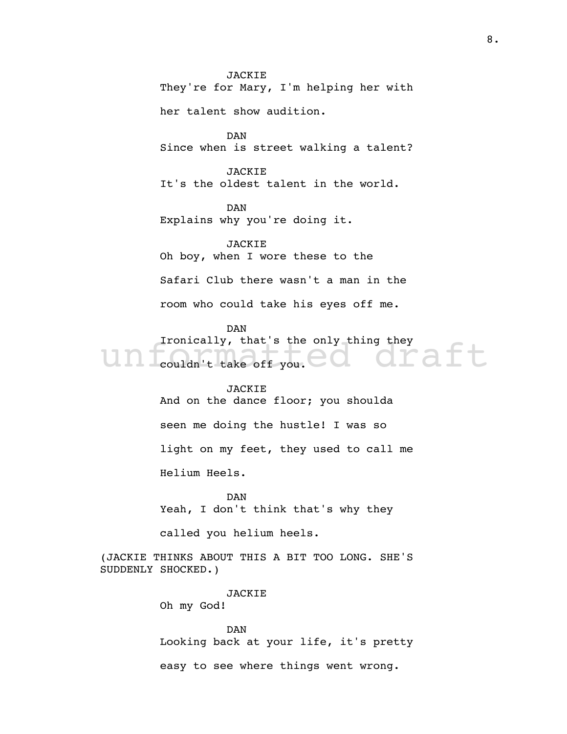JACKIE

They're for Mary, I'm helping her with her talent show audition.

DAN

Since when is street walking a talent?

JACKIE

It's the oldest talent in the world.

DAN

Explains why you're doing it.

JACKIE

Oh boy, when I wore these to the Safari Club there wasn't a man in the room who could take his eyes off me.

DAN

Ironically, that's the only thing they couldn't take off you.

JACKIE

And on the dance floor; you shoulda seen me doing the hustle! I was so light on my feet, they used to call me Helium Heels.

DAN

Yeah, I don't think that's why they called you helium heels.

(JACKIE THINKS ABOUT THIS A BIT TOO LONG. SHE'S SUDDENLY SHOCKED.)

JACKIE

Oh my God!

DAN

Looking back at your life, it's pretty easy to see where things went wrong.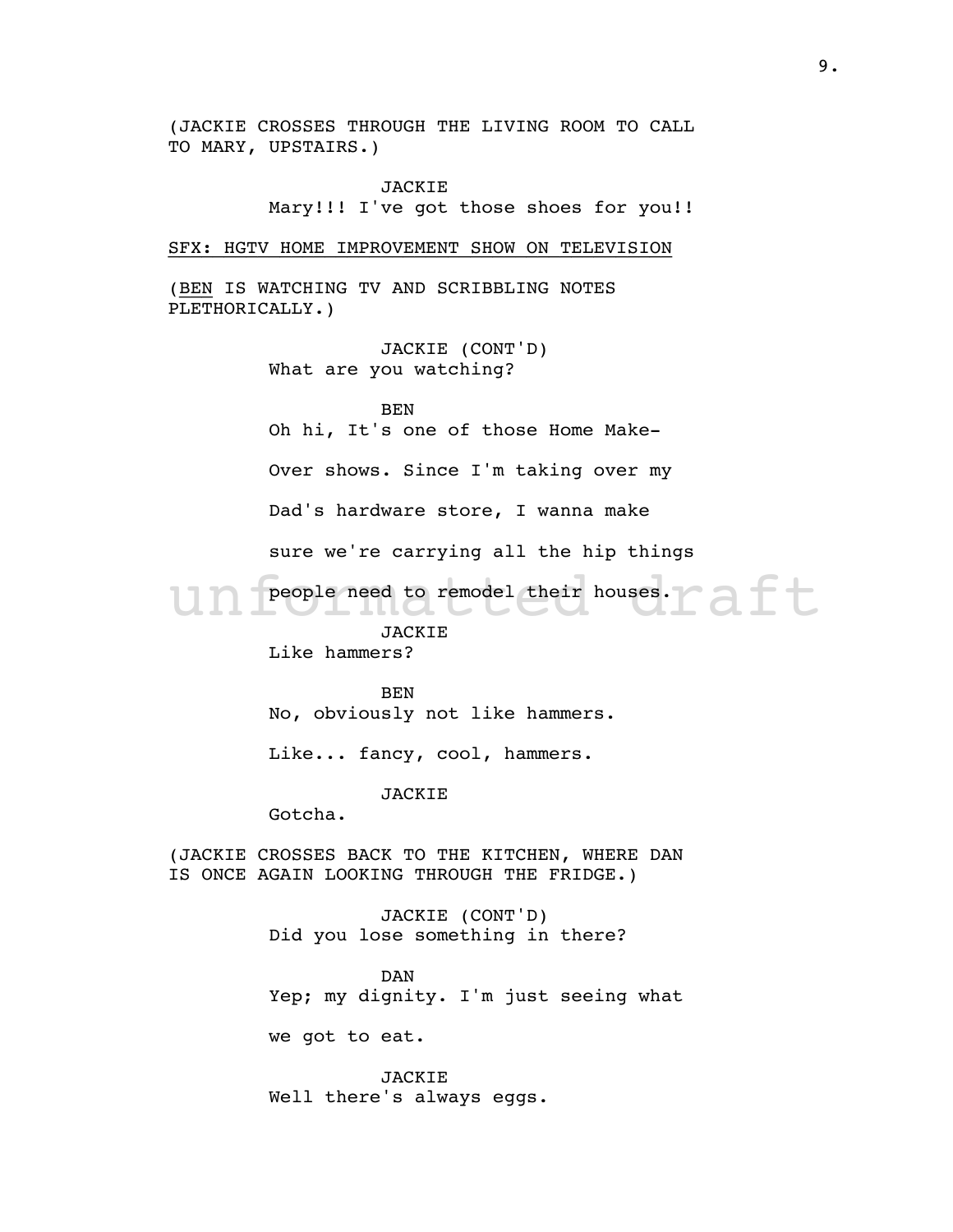(JACKIE CROSSES THROUGH THE LIVING ROOM TO CALL TO MARY, UPSTAIRS.)

JACKIE

Mary!!! I've got those shoes for you!!

SFX: HGTV HOME IMPROVEMENT SHOW ON TELEVISION

(BEN IS WATCHING TV AND SCRIBBLING NOTES PLETHORICALLY.)

JACKIE (CONT'D)

What are you watching?

BEN

Oh hi, It's one of those Home Make-Over shows. Since I'm taking over my Dad's hardware store, I wanna make sure we're carrying all the hip things people need to remodel their houses.

JACKIE

Like hammers?

BEN

No, obviously not like hammers.

Like... fancy, cool, hammers.

JACKIE

Gotcha.

(JACKIE CROSSES BACK TO THE KITCHEN, WHERE DAN IS ONCE AGAIN LOOKING THROUGH THE FRIDGE.)

JACKIE (CONT'D)

Did you lose something in there?

DAN

Yep; my dignity. I'm just seeing what we got to eat.

JACKIE

Well there's always eggs.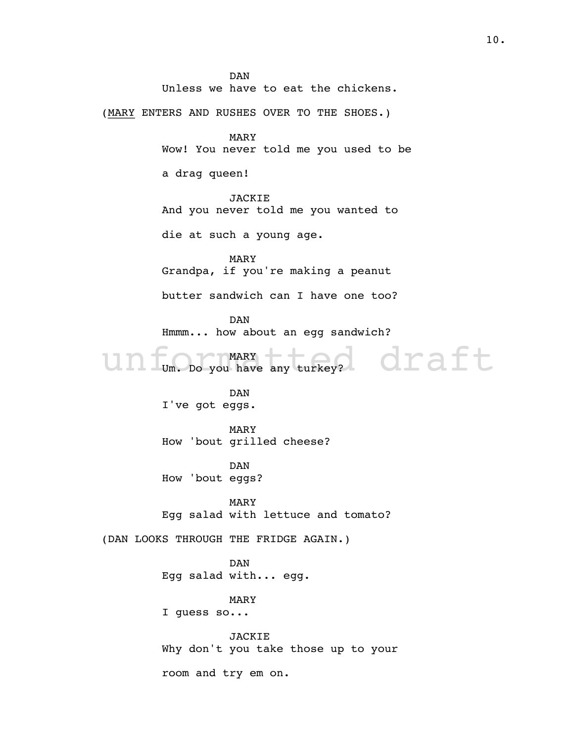DAN

Unless we have to eat the chickens.

(MARY ENTERS AND RUSHES OVER TO THE SHOES.)

MARY

Wow! You never told me you used to be a drag queen!

JACKIE

And you never told me you wanted to die at such a young age.

MARY

Grandpa, if you're making a peanut butter sandwich can I have one too?

DAN

Hmmm... how about an egg sandwich?

MARY

Um. Do you have any turkey?

DAN

I've got eggs.

MARY

How 'bout grilled cheese?

DAN

How 'bout eggs?

MARY

Egg salad with lettuce and tomato?

(DAN LOOKS THROUGH THE FRIDGE AGAIN.)

DAN

Egg salad with... egg.

MARY

I guess so...

JACKIE

Why don't you take those up to your room and try em on.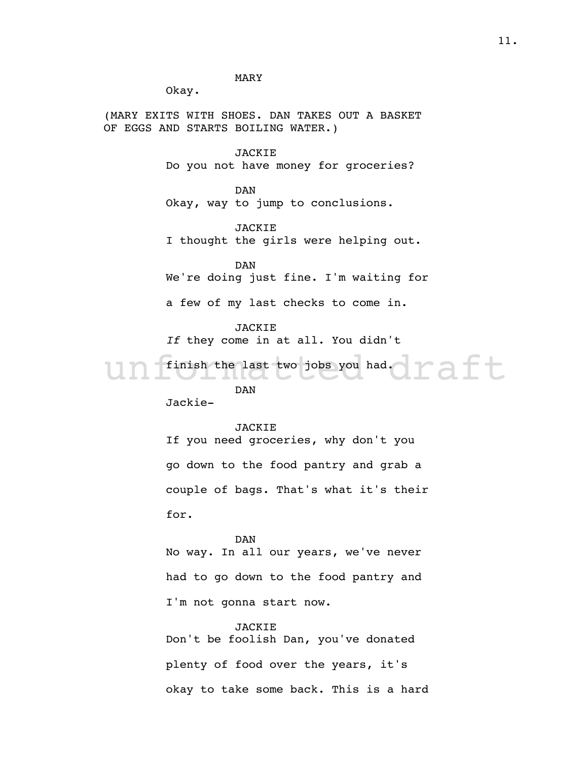MARY

Okay.

(MARY EXITS WITH SHOES. DAN TAKES OUT A BASKET OF EGGS AND STARTS BOILING WATER.)

JACKIE

Do you not have money for groceries?

DAN

Okay, way to jump to conclusions.

JACKIE

I thought the girls were helping out.

DAN

We're doing just fine. I'm waiting for a few of my last checks to come in.

JACKIE

*If* they come in at all. You didn't finish the last two jobs you had.

DAN

Jackie-

JACKIE

If you need groceries, why don't you go down to the food pantry and grab a couple of bags. That's what it's their for.

DAN

No way. In all our years, we've never had to go down to the food pantry and I'm not gonna start now.

JACKIE

Don't be foolish Dan, you've donated plenty of food over the years, it's okay to take some back. This is a hard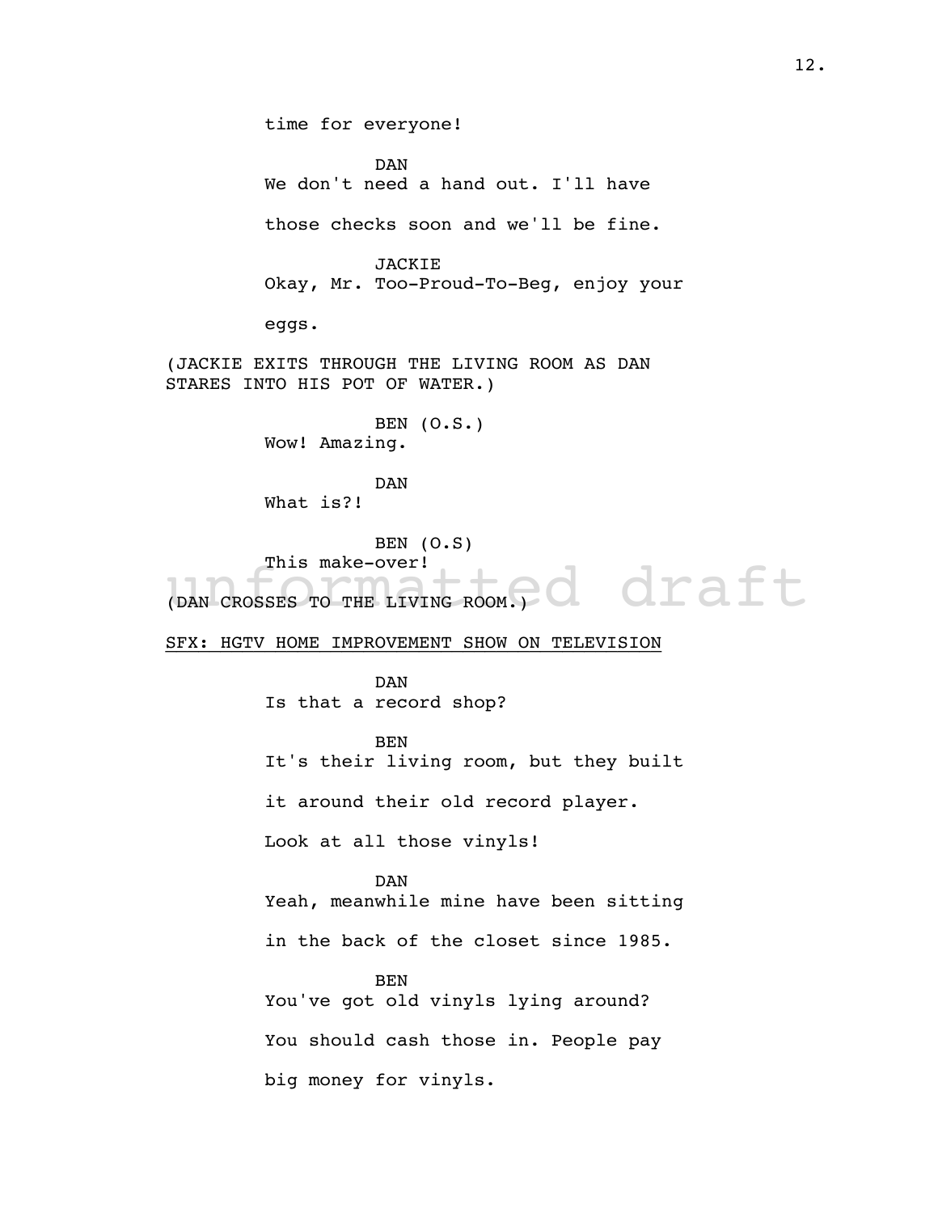time for everyone!

DAN
We don't need a hand out. I'll have those checks soon and we'll be fine.

JACKIE
Okay, Mr. Too-Proud-To-Beg, enjoy your eggs.

(JACKIE EXITS THROUGH THE LIVING ROOM AS DAN STARES INTO HIS POT OF WATER.)

BEN (O.S.)
Wow! Amazing.

DAN
What is?!

BEN (O.S)
This make-over!

(DAN CROSSES TO THE LIVING ROOM.)

SFX: HGTV HOME IMPROVEMENT SHOW ON TELEVISION

DAN
Is that a record shop?

BEN
It's their living room, but they built it around their old record player. Look at all those vinyls!

DAN
Yeah, meanwhile mine have been sitting in the back of the closet since 1985.

BEN
You've got old vinyls lying around? You should cash those in. People pay big money for vinyls.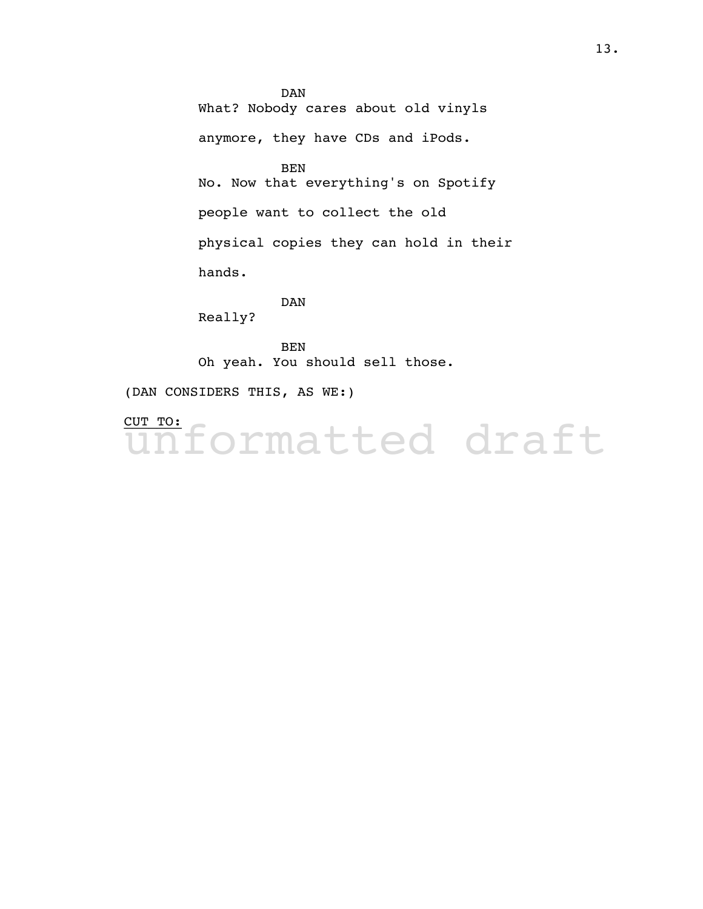DAN

What? Nobody cares about old vinyls anymore, they have CDs and iPods.

BEN

No. Now that everything's on Spotify people want to collect the old physical copies they can hold in their hands.

DAN

Really?

BEN

Oh yeah. You should sell those.

(DAN CONSIDERS THIS, AS WE:)

CUT TO:

unformatted draft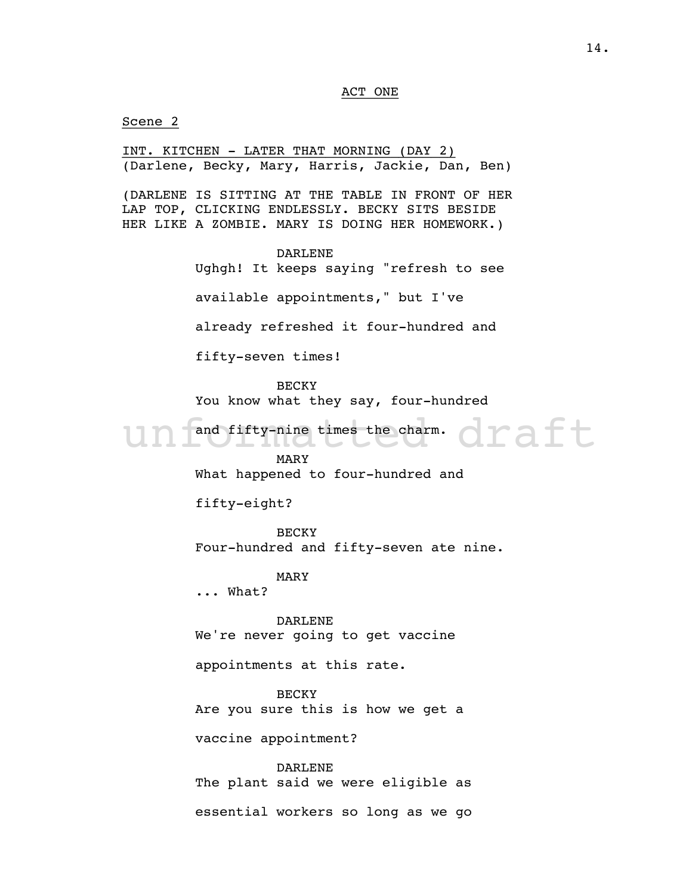ACT ONE

Scene 2

INT. KITCHEN - LATER THAT MORNING (DAY 2)
(Darlene, Becky, Mary, Harris, Jackie, Dan, Ben)

(DARLENE IS SITTING AT THE TABLE IN FRONT OF HER LAP TOP, CLICKING ENDLESSLY. BECKY SITS BESIDE HER LIKE A ZOMBIE. MARY IS DOING HER HOMEWORK.)

DARLENE
Ughgh! It keeps saying "refresh to see available appointments," but I've already refreshed it four-hundred and fifty-seven times!

BECKY
You know what they say, four-hundred and fifty-nine times the charm.

MARY
What happened to four-hundred and fifty-eight?

BECKY
Four-hundred and fifty-seven ate nine.

MARY
... What?

DARLENE
We're never going to get vaccine appointments at this rate.

BECKY
Are you sure this is how we get a vaccine appointment?

DARLENE
The plant said we were eligible as essential workers so long as we go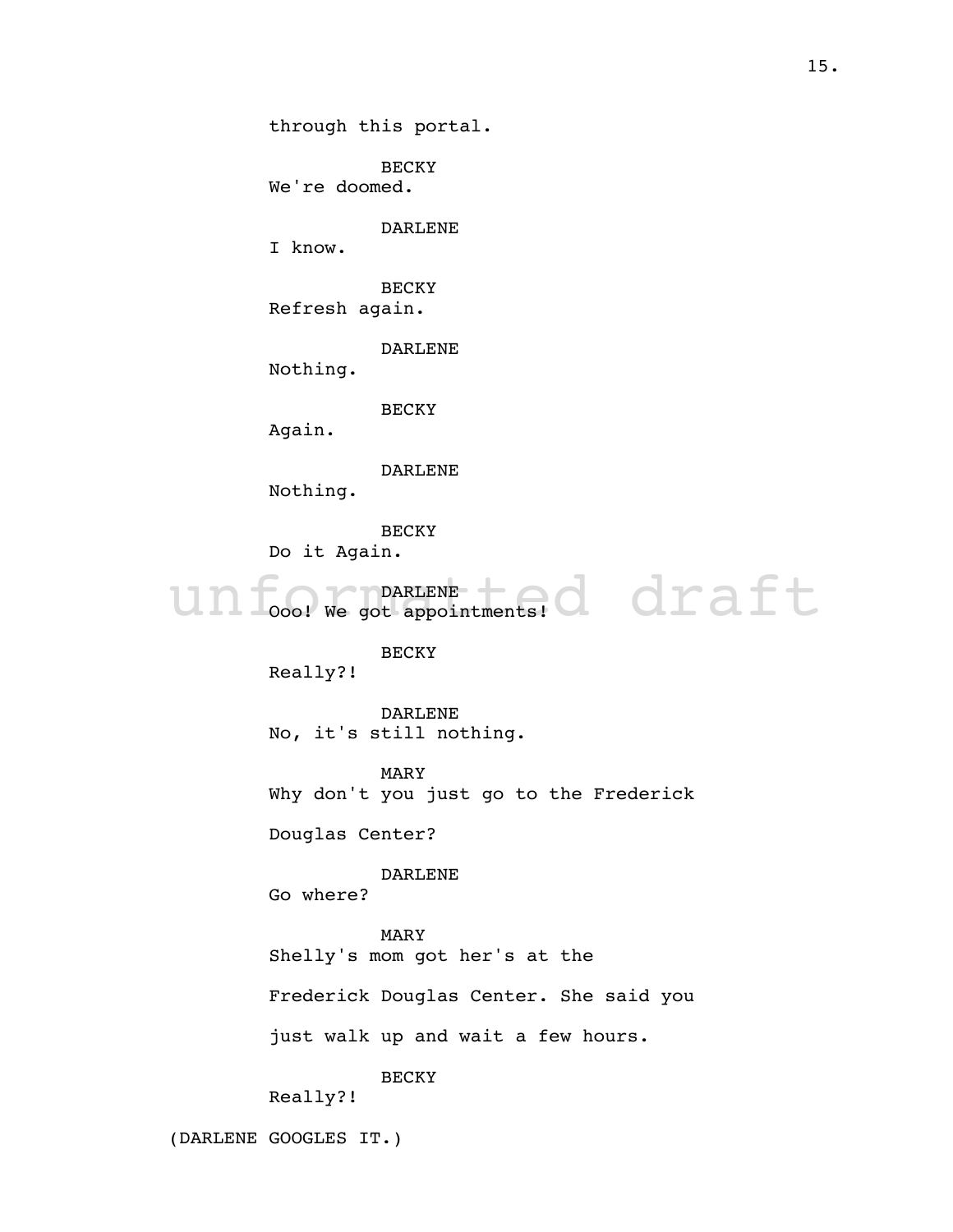through this portal.

BECKY
We're doomed.

DARLENE
I know.

BECKY
Refresh again.

DARLENE
Nothing.

BECKY
Again.

DARLENE
Nothing.

BECKY
Do it Again.

DARLENE
Ooo! We got appointments!

BECKY
Really?!

DARLENE
No, it's still nothing.

MARY
Why don't you just go to the Frederick Douglas Center?

DARLENE
Go where?

MARY
Shelly's mom got her's at the Frederick Douglas Center. She said you just walk up and wait a few hours.

BECKY
Really?!

(DARLENE GOOGLES IT.)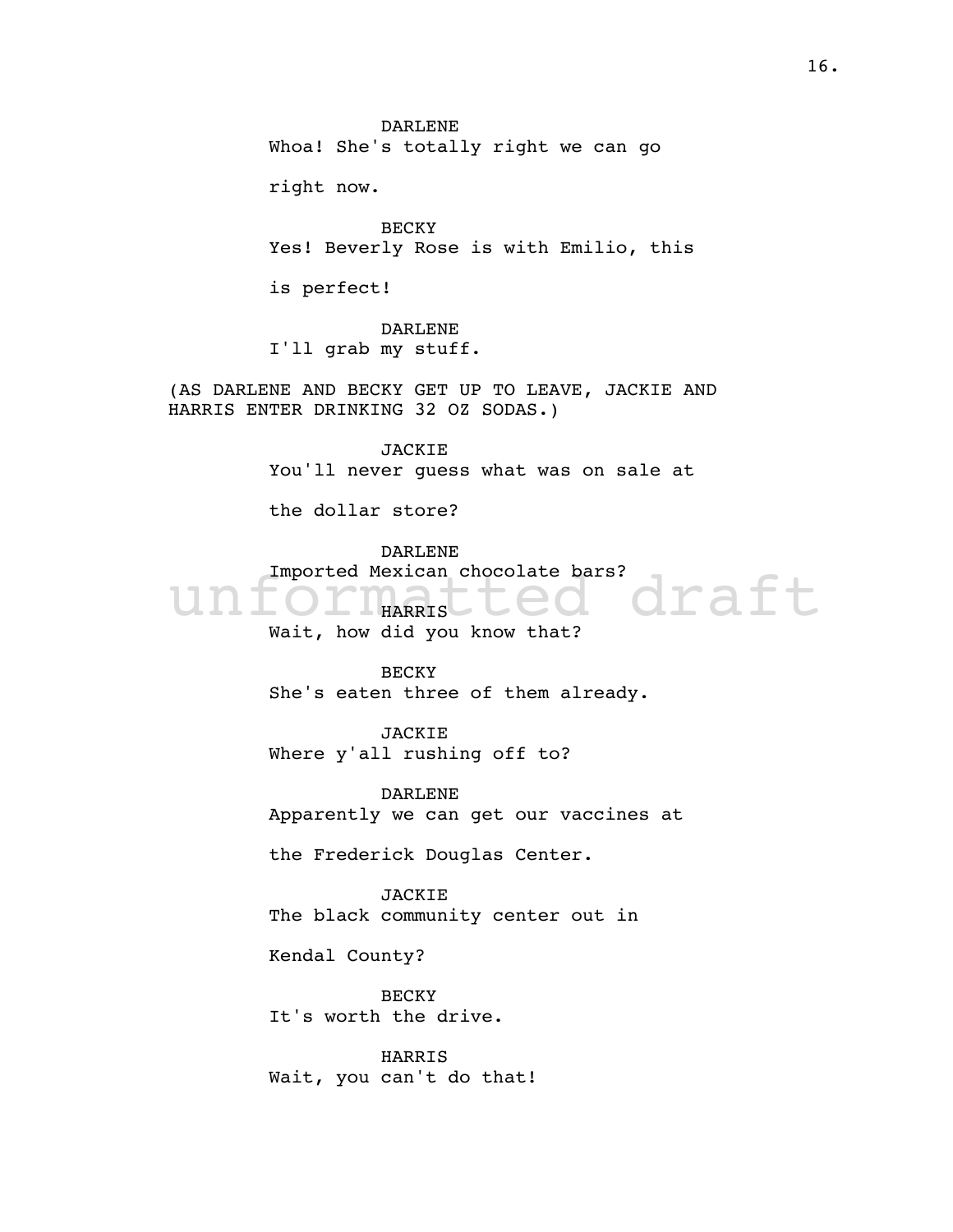DARLENE
Whoa! She's totally right we can go right now.

BECKY
Yes! Beverly Rose is with Emilio, this is perfect!

DARLENE
I'll grab my stuff.

(AS DARLENE AND BECKY GET UP TO LEAVE, JACKIE AND HARRIS ENTER DRINKING 32 OZ SODAS.)

JACKIE
You'll never guess what was on sale at the dollar store?

DARLENE
Imported Mexican chocolate bars?

HARRIS
Wait, how did you know that?

BECKY
She's eaten three of them already.

JACKIE
Where y'all rushing off to?

DARLENE
Apparently we can get our vaccines at the Frederick Douglas Center.

JACKIE
The black community center out in Kendal County?

BECKY
It's worth the drive.

HARRIS
Wait, you can't do that!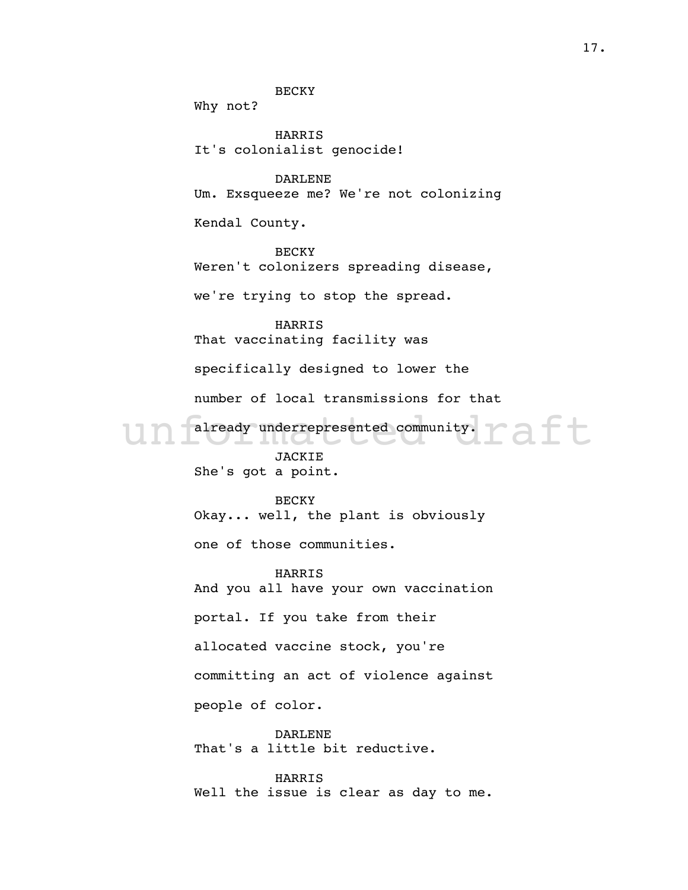BECKY
Why not?

HARRIS
It's colonialist genocide!

DARLENE
Um. Exsqueeze me? We're not colonizing Kendal County.

BECKY
Weren't colonizers spreading disease, we're trying to stop the spread.

HARRIS
That vaccinating facility was specifically designed to lower the number of local transmissions for that already underrepresented community.

JACKIE
She's got a point.

BECKY
Okay... well, the plant is obviously one of those communities.

HARRIS
And you all have your own vaccination portal. If you take from their allocated vaccine stock, you're committing an act of violence against people of color.

DARLENE
That's a little bit reductive.

HARRIS
Well the issue is clear as day to me.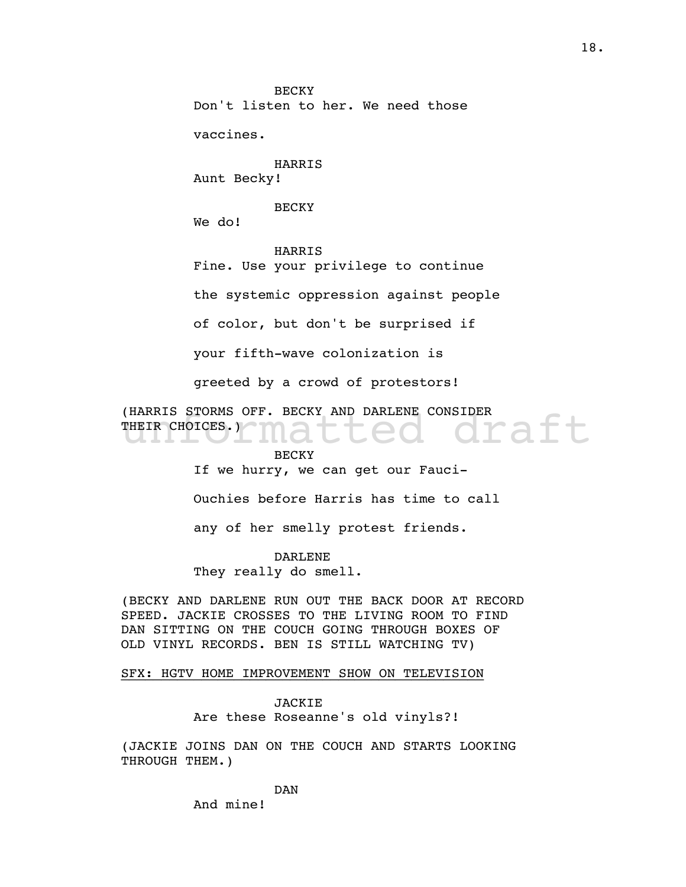BECKY
Don't listen to her. We need those vaccines.

HARRIS
Aunt Becky!

BECKY
We do!

HARRIS
Fine. Use your privilege to continue the systemic oppression against people of color, but don't be surprised if your fifth-wave colonization is greeted by a crowd of protestors!

(HARRIS STORMS OFF. BECKY AND DARLENE CONSIDER THEIR CHOICES.)

BECKY
If we hurry, we can get our Fauci-Ouchies before Harris has time to call any of her smelly protest friends.

DARLENE
They really do smell.

(BECKY AND DARLENE RUN OUT THE BACK DOOR AT RECORD SPEED. JACKIE CROSSES TO THE LIVING ROOM TO FIND DAN SITTING ON THE COUCH GOING THROUGH BOXES OF OLD VINYL RECORDS. BEN IS STILL WATCHING TV)

<u>SFX: HGTV HOME IMPROVEMENT SHOW ON TELEVISION</u>

JACKIE
Are these Roseanne's old vinyls?!

(JACKIE JOINS DAN ON THE COUCH AND STARTS LOOKING THROUGH THEM.)

DAN
And mine!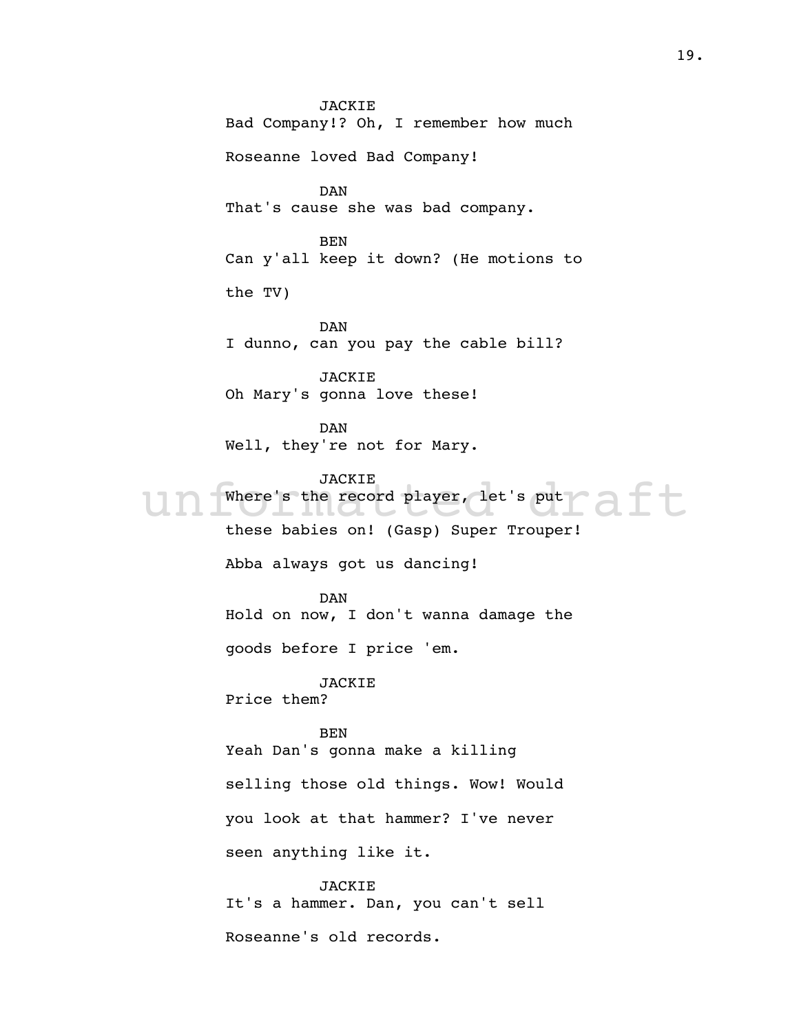JACKIE
Bad Company!? Oh, I remember how much Roseanne loved Bad Company!

DAN
That's cause she was bad company.

BEN
Can y'all keep it down? (He motions to the TV)

DAN
I dunno, can you pay the cable bill?

JACKIE
Oh Mary's gonna love these!

DAN
Well, they're not for Mary.

JACKIE
Where's the record player, let's put these babies on! (Gasp) Super Trouper! Abba always got us dancing!

DAN
Hold on now, I don't wanna damage the goods before I price 'em.

JACKIE
Price them?

BEN
Yeah Dan's gonna make a killing selling those old things. Wow! Would you look at that hammer? I've never seen anything like it.

JACKIE
It's a hammer. Dan, you can't sell Roseanne's old records.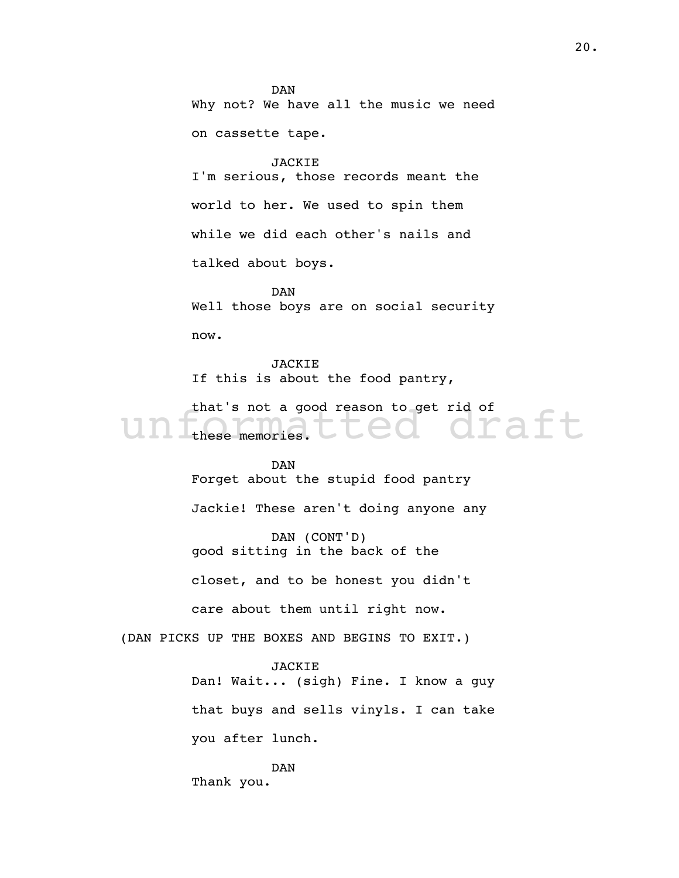DAN

Why not? We have all the music we need on cassette tape.

JACKIE

I'm serious, those records meant the world to her. We used to spin them while we did each other's nails and talked about boys.

DAN

Well those boys are on social security now.

JACKIE

If this is about the food pantry, that's not a good reason to get rid of these memories.

DAN

Forget about the stupid food pantry Jackie! These aren't doing anyone any

DAN (CONT'D)

good sitting in the back of the closet, and to be honest you didn't care about them until right now.

(DAN PICKS UP THE BOXES AND BEGINS TO EXIT.)

JACKIE

Dan! Wait... (sigh) Fine. I know a guy that buys and sells vinyls. I can take you after lunch.

DAN

Thank you.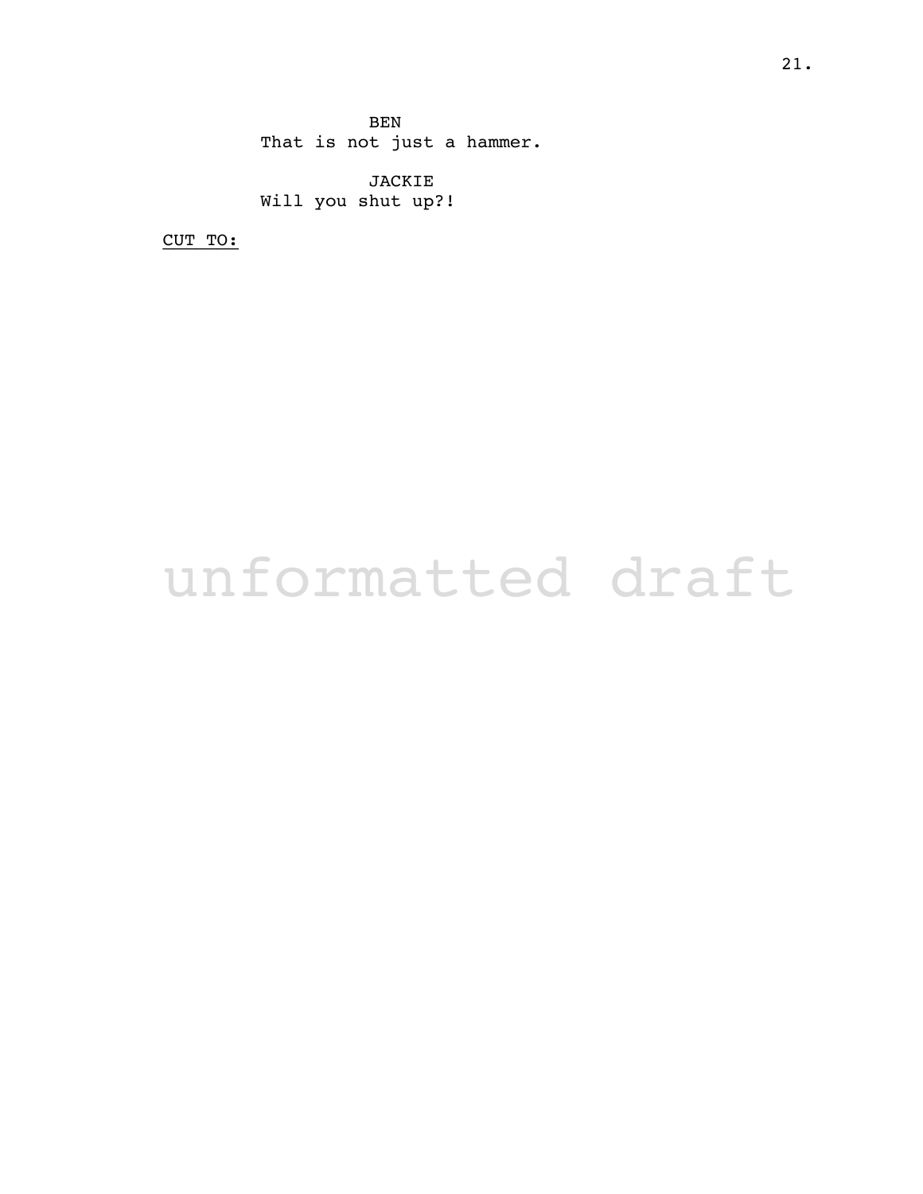BEN
That is not just a hammer.

JACKIE
Will you shut up?!

CUT TO:

unformatted draft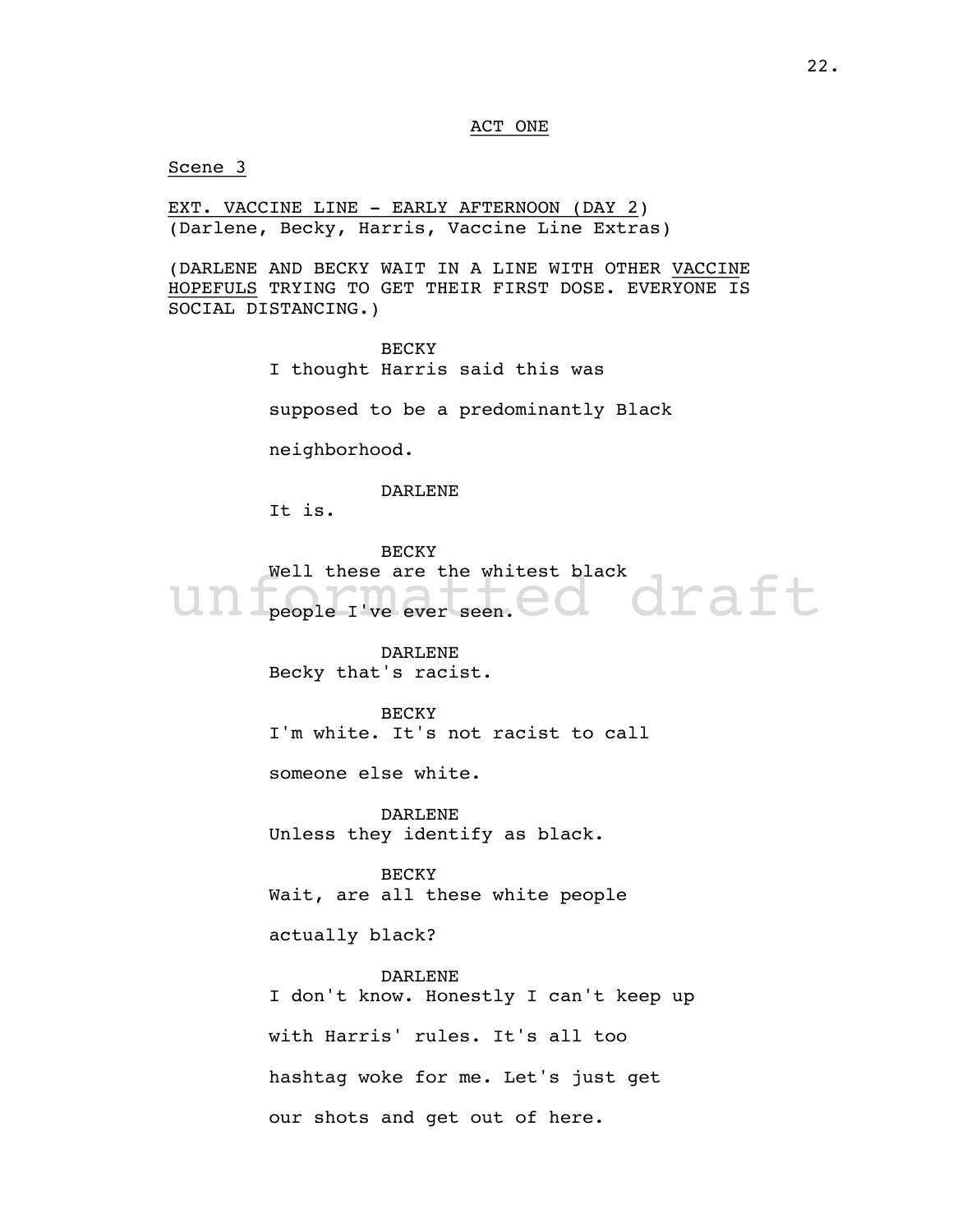ACT ONE

Scene 3

EXT. VACCINE LINE - EARLY AFTERNOON (DAY 2)
(Darlene, Becky, Harris, Vaccine Line Extras)

(DARLENE AND BECKY WAIT IN A LINE WITH OTHER VACCINE HOPEFULS TRYING TO GET THEIR FIRST DOSE. EVERYONE IS SOCIAL DISTANCING.)

BECKY
I thought Harris said this was supposed to be a predominantly Black neighborhood.

DARLENE
It is.

BECKY
Well these are the whitest black people I've ever seen.

DARLENE
Becky that's racist.

BECKY
I'm white. It's not racist to call someone else white.

DARLENE
Unless they identify as black.

BECKY
Wait, are all these white people actually black?

DARLENE
I don't know. Honestly I can't keep up with Harris' rules. It's all too hashtag woke for me. Let's just get our shots and get out of here.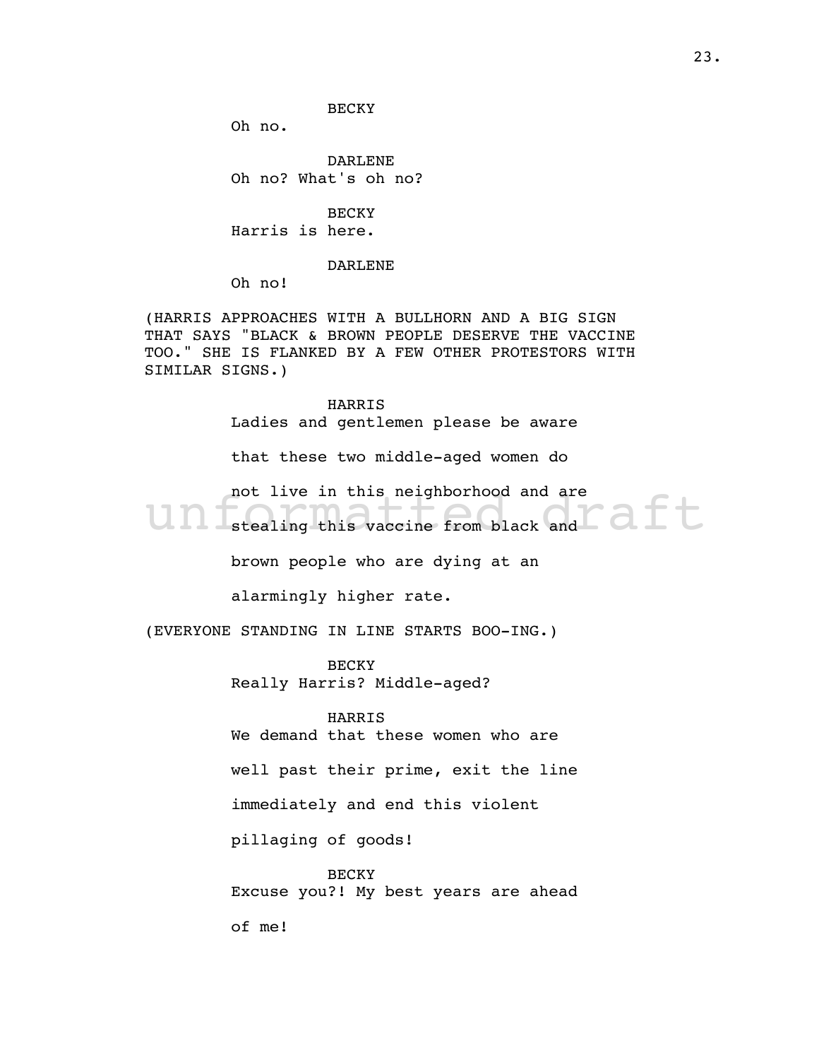BECKY

Oh no.

DARLENE

Oh no? What's oh no?

BECKY

Harris is here.

DARLENE

Oh no!

(HARRIS APPROACHES WITH A BULLHORN AND A BIG SIGN THAT SAYS "BLACK & BROWN PEOPLE DESERVE THE VACCINE TOO." SHE IS FLANKED BY A FEW OTHER PROTESTORS WITH SIMILAR SIGNS.)

HARRIS

Ladies and gentlemen please be aware that these two middle-aged women do not live in this neighborhood and are stealing this vaccine from black and brown people who are dying at an alarmingly higher rate.

(EVERYONE STANDING IN LINE STARTS BOO-ING.)

BECKY

Really Harris? Middle-aged?

HARRIS

We demand that these women who are well past their prime, exit the line immediately and end this violent pillaging of goods!

BECKY

Excuse you?! My best years are ahead of me!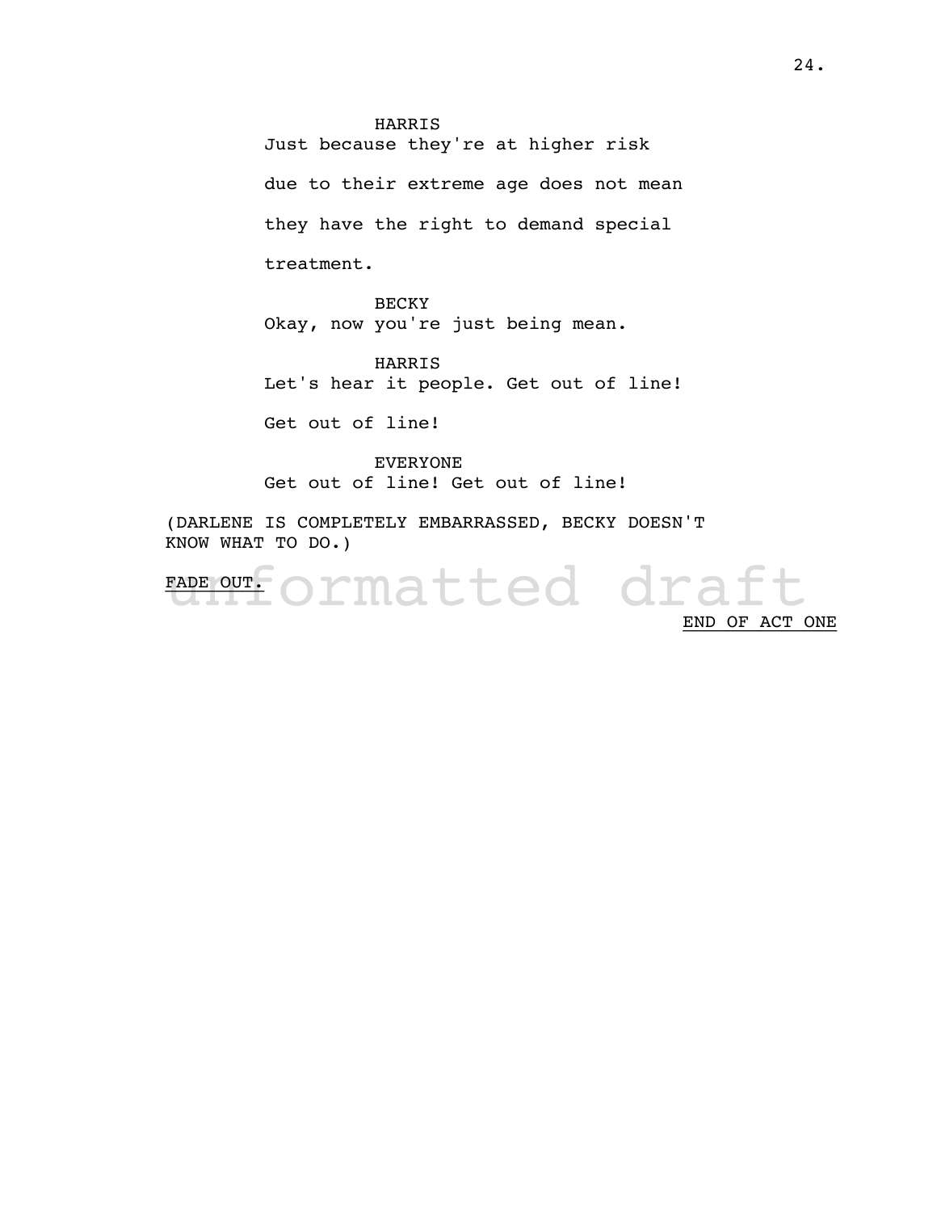HARRIS

Just because they're at higher risk due to their extreme age does not mean they have the right to demand special treatment.

BECKY

Okay, now you're just being mean.

HARRIS

Let's hear it people. Get out of line! Get out of line!

EVERYONE

Get out of line! Get out of line!

(DARLENE IS COMPLETELY EMBARRASSED, BECKY DOESN'T KNOW WHAT TO DO.)

FADE OUT.

unformatted draft

END OF ACT ONE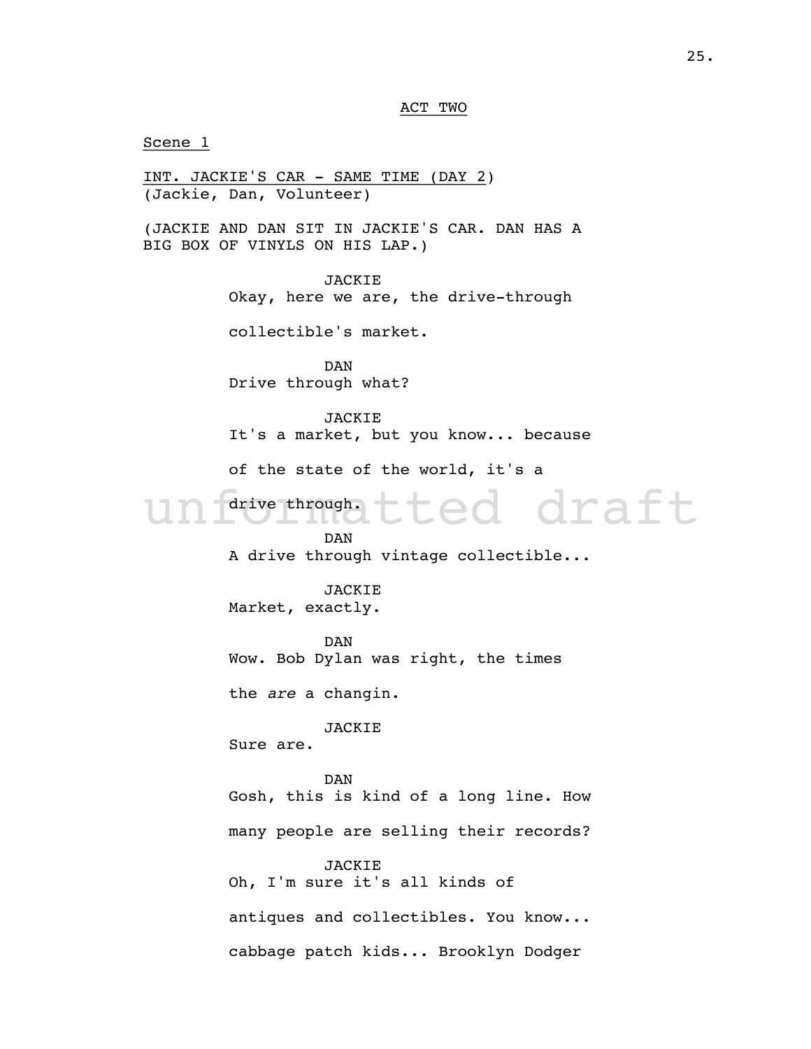ACT TWO

Scene 1

INT. JACKIE'S CAR - SAME TIME (DAY 2)
(Jackie, Dan, Volunteer)

(JACKIE AND DAN SIT IN JACKIE'S CAR. DAN HAS A BIG BOX OF VINYLS ON HIS LAP.)

JACKIE
Okay, here we are, the drive-through collectible's market.

DAN
Drive through what?

JACKIE
It's a market, but you know... because of the state of the world, it's a drive through.

unformatted draft

DAN
A drive through vintage collectible...

JACKIE
Market, exactly.

DAN
Wow. Bob Dylan was right, the times the *are* a changin.

JACKIE
Sure are.

DAN
Gosh, this is kind of a long line. How many people are selling their records?

JACKIE
Oh, I'm sure it's all kinds of antiques and collectibles. You know... cabbage patch kids... Brooklyn Dodger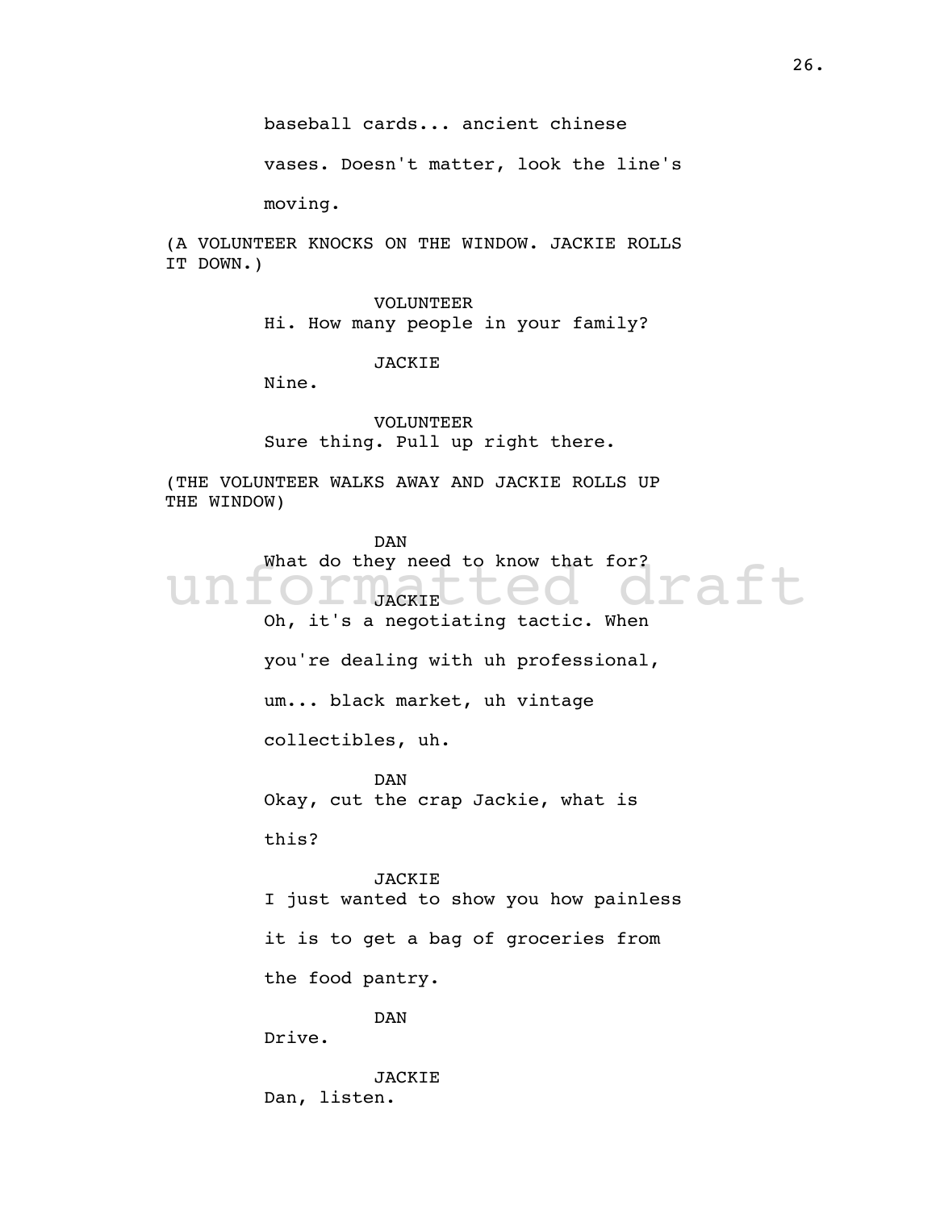baseball cards... ancient chinese vases. Doesn't matter, look the line's moving.

(A VOLUNTEER KNOCKS ON THE WINDOW. JACKIE ROLLS IT DOWN.)

VOLUNTEER
Hi. How many people in your family?

JACKIE
Nine.

VOLUNTEER
Sure thing. Pull up right there.

(THE VOLUNTEER WALKS AWAY AND JACKIE ROLLS UP THE WINDOW)

DAN
What do they need to know that for?

JACKIE
Oh, it's a negotiating tactic. When you're dealing with uh professional, um... black market, uh vintage collectibles, uh.

DAN
Okay, cut the crap Jackie, what is this?

JACKIE
I just wanted to show you how painless it is to get a bag of groceries from the food pantry.

DAN
Drive.

JACKIE
Dan, listen.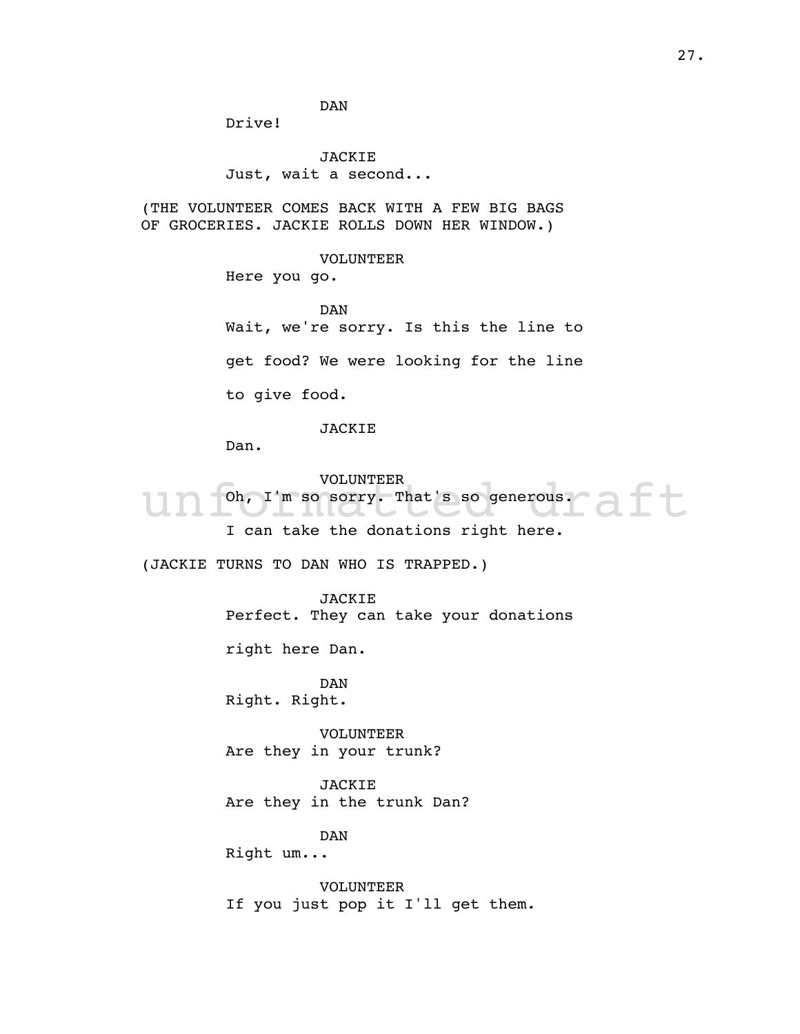DAN
Drive!

JACKIE
Just, wait a second...

(THE VOLUNTEER COMES BACK WITH A FEW BIG BAGS OF GROCERIES. JACKIE ROLLS DOWN HER WINDOW.)

VOLUNTEER
Here you go.

DAN
Wait, we're sorry. Is this the line to get food? We were looking for the line to give food.

JACKIE
Dan.

VOLUNTEER
Oh, I'm so sorry. That's so generous. I can take the donations right here.

(JACKIE TURNS TO DAN WHO IS TRAPPED.)

JACKIE
Perfect. They can take your donations right here Dan.

DAN
Right. Right.

VOLUNTEER
Are they in your trunk?

JACKIE
Are they in the trunk Dan?

DAN
Right um...

VOLUNTEER
If you just pop it I'll get them.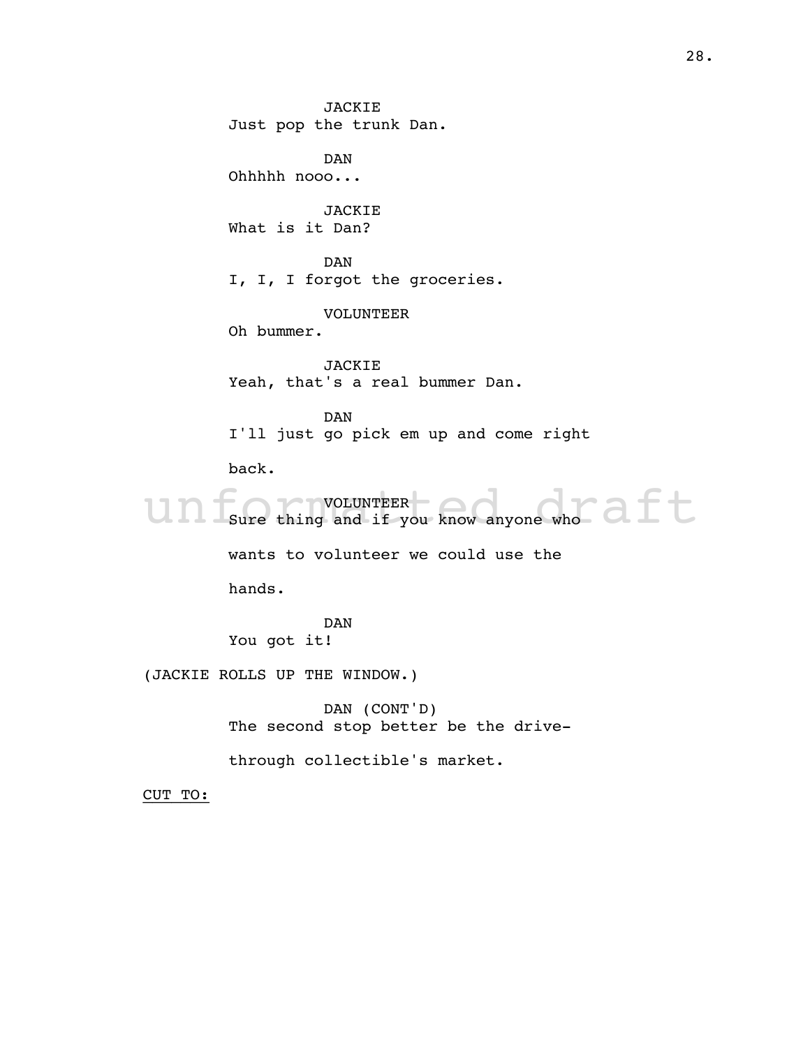JACKIE
Just pop the trunk Dan.

DAN
Ohhhhh nooo...

JACKIE
What is it Dan?

DAN
I, I, I forgot the groceries.

VOLUNTEER
Oh bummer.

JACKIE
Yeah, that's a real bummer Dan.

DAN
I'll just go pick em up and come right back.

VOLUNTEER
Sure thing and if you know anyone who wants to volunteer we could use the hands.

DAN
You got it!

(JACKIE ROLLS UP THE WINDOW.)

DAN (CONT'D)
The second stop better be the drive-through collectible's market.

CUT TO: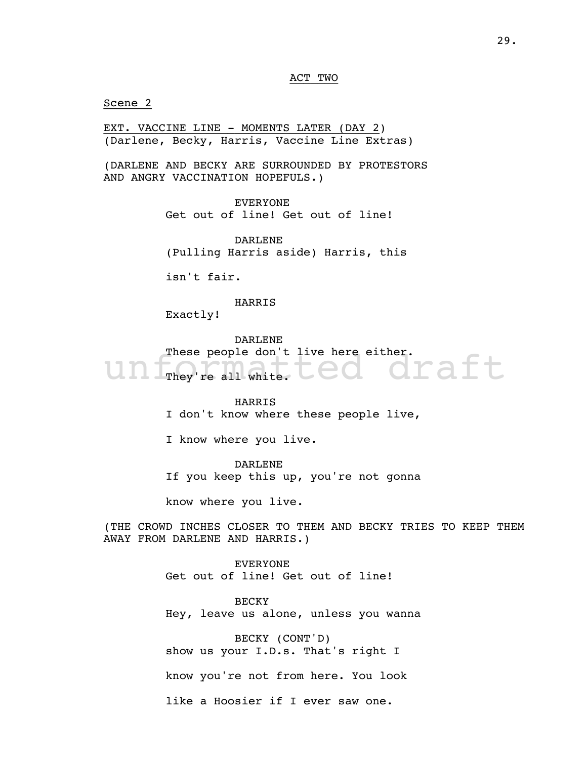ACT TWO

Scene 2

EXT. VACCINE LINE - MOMENTS LATER (DAY 2)
(Darlene, Becky, Harris, Vaccine Line Extras)

(DARLENE AND BECKY ARE SURROUNDED BY PROTESTORS AND ANGRY VACCINATION HOPEFULS.)

EVERYONE
Get out of line! Get out of line!

DARLENE
(Pulling Harris aside) Harris, this isn't fair.

HARRIS
Exactly!

DARLENE
These people don't live here either. They're all white.

HARRIS
I don't know where these people live, I know where you live.

DARLENE
If you keep this up, you're not gonna know where you live.

(THE CROWD INCHES CLOSER TO THEM AND BECKY TRIES TO KEEP THEM AWAY FROM DARLENE AND HARRIS.)

EVERYONE
Get out of line! Get out of line!

BECKY
Hey, leave us alone, unless you wanna

BECKY (CONT'D)
show us your I.D.s. That's right I know you're not from here. You look like a Hoosier if I ever saw one.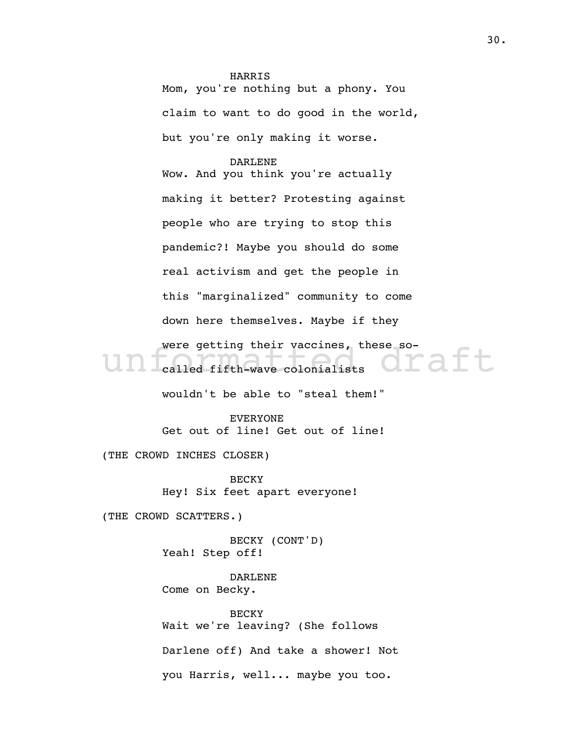HARRIS
Mom, you're nothing but a phony. You claim to want to do good in the world, but you're only making it worse.

DARLENE
Wow. And you think you're actually making it better? Protesting against people who are trying to stop this pandemic?! Maybe you should do some real activism and get the people in this "marginalized" community to come down here themselves. Maybe if they were getting their vaccines, these so-called fifth-wave colonialists wouldn't be able to "steal them!"

EVERYONE
Get out of line! Get out of line!

(THE CROWD INCHES CLOSER)

BECKY
Hey! Six feet apart everyone!

(THE CROWD SCATTERS.)

BECKY (CONT'D)
Yeah! Step off!

DARLENE
Come on Becky.

BECKY
Wait we're leaving? (She follows Darlene off) And take a shower! Not you Harris, well... maybe you too.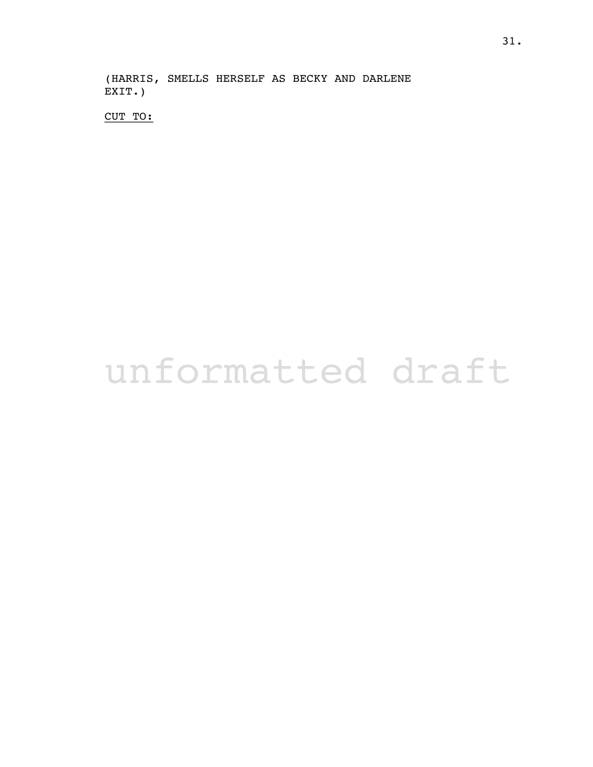(HARRIS, SMELLS HERSELF AS BECKY AND DARLENE EXIT.)

CUT TO:

unformatted draft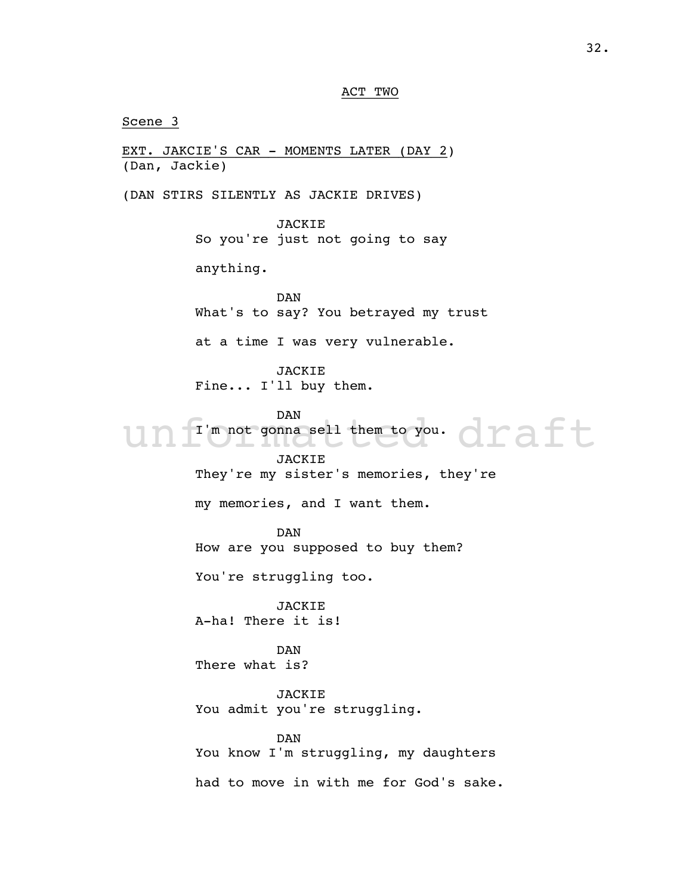ACT TWO

Scene 3

EXT. JAKCIE'S CAR - MOMENTS LATER (DAY 2)
(Dan, Jackie)

(DAN STIRS SILENTLY AS JACKIE DRIVES)

JACKIE
So you're just not going to say anything.

DAN
What's to say? You betrayed my trust at a time I was very vulnerable.

JACKIE
Fine... I'll buy them.

DAN
I'm not gonna sell them to you.

JACKIE
They're my sister's memories, they're my memories, and I want them.

DAN
How are you supposed to buy them? You're struggling too.

JACKIE
A-ha! There it is!

DAN
There what is?

JACKIE
You admit you're struggling.

DAN
You know I'm struggling, my daughters had to move in with me for God's sake.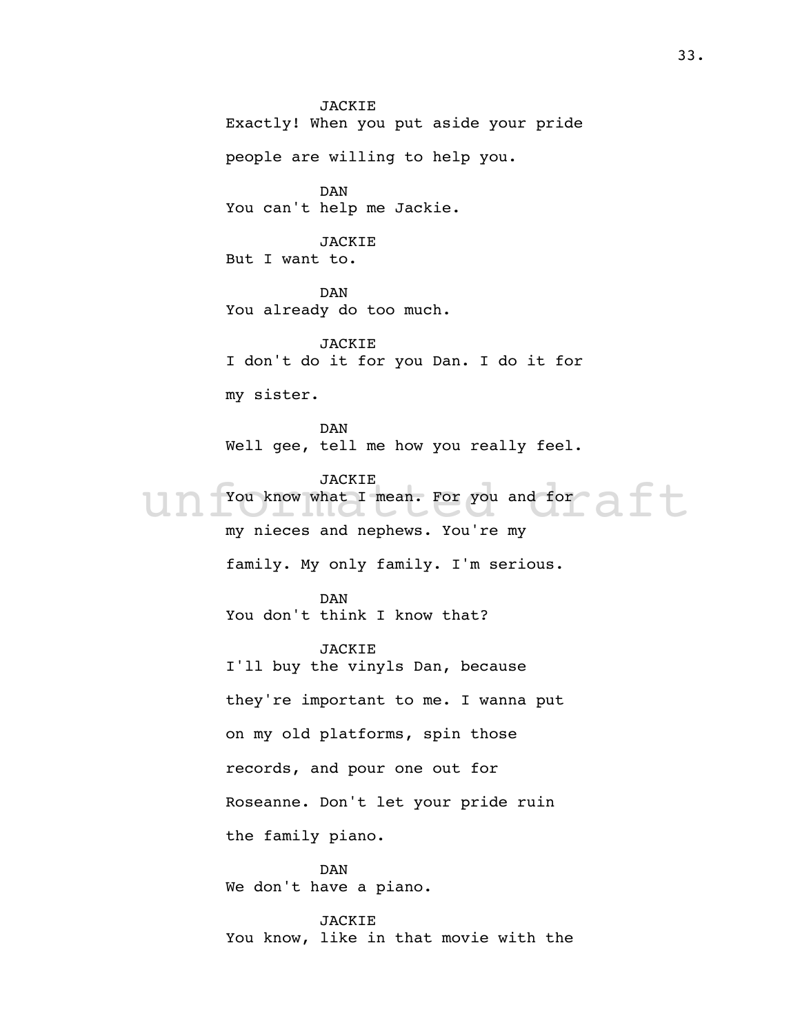JACKIE

Exactly! When you put aside your pride people are willing to help you.

DAN

You can't help me Jackie.

JACKIE

But I want to.

DAN

You already do too much.

JACKIE

I don't do it for you Dan. I do it for my sister.

DAN

Well gee, tell me how you really feel.

JACKIE

You know what I mean. For you and for my nieces and nephews. You're my family. My only family. I'm serious.

DAN

You don't think I know that?

JACKIE

I'll buy the vinyls Dan, because they're important to me. I wanna put on my old platforms, spin those records, and pour one out for Roseanne. Don't let your pride ruin the family piano.

DAN

We don't have a piano.

JACKIE

You know, like in that movie with the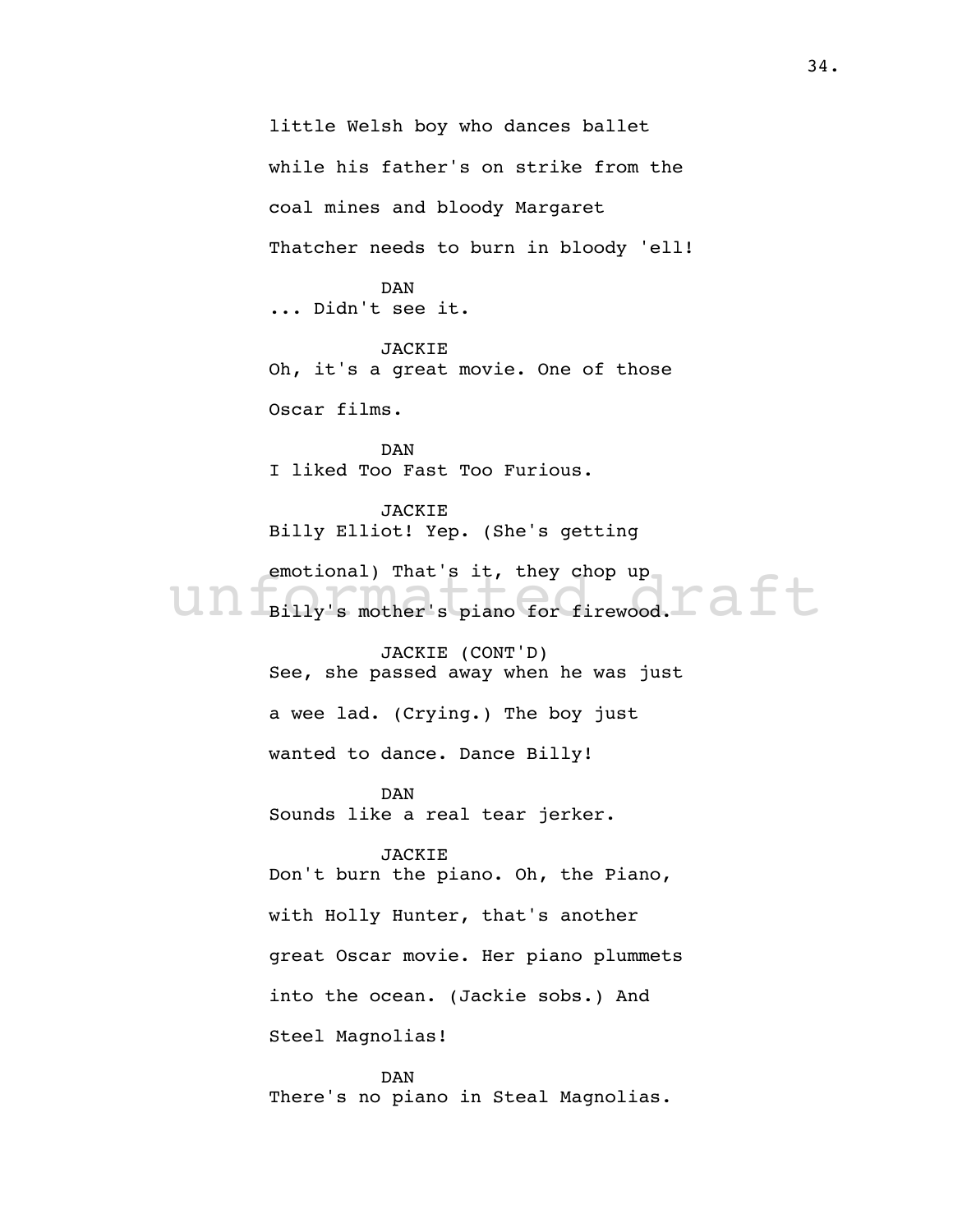little Welsh boy who dances ballet while his father's on strike from the coal mines and bloody Margaret Thatcher needs to burn in bloody 'ell!

DAN

... Didn't see it.

JACKIE

Oh, it's a great movie. One of those Oscar films.

DAN

I liked Too Fast Too Furious.

JACKIE

Billy Elliot! Yep. (She's getting emotional) That's it, they chop up Billy's mother's piano for firewood.

JACKIE (CONT'D)

See, she passed away when he was just a wee lad. (Crying.) The boy just wanted to dance. Dance Billy!

DAN

Sounds like a real tear jerker.

JACKIE

Don't burn the piano. Oh, the Piano, with Holly Hunter, that's another great Oscar movie. Her piano plummets into the ocean. (Jackie sobs.) And Steel Magnolias!

DAN

There's no piano in Steal Magnolias.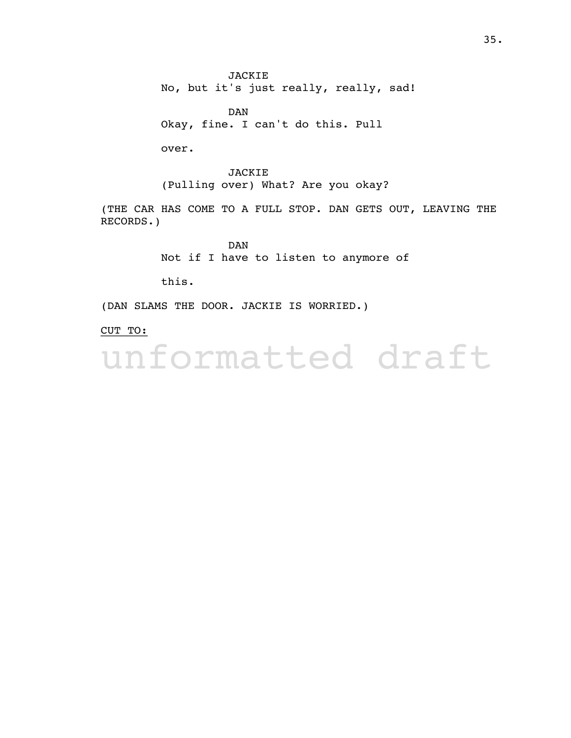JACKIE

No, but it's just really, really, sad!

DAN

Okay, fine. I can't do this. Pull over.

JACKIE

(Pulling over) What? Are you okay?

(THE CAR HAS COME TO A FULL STOP. DAN GETS OUT, LEAVING THE RECORDS.)

DAN

Not if I have to listen to anymore of this.

(DAN SLAMS THE DOOR. JACKIE IS WORRIED.)

CUT TO:

unformatted draft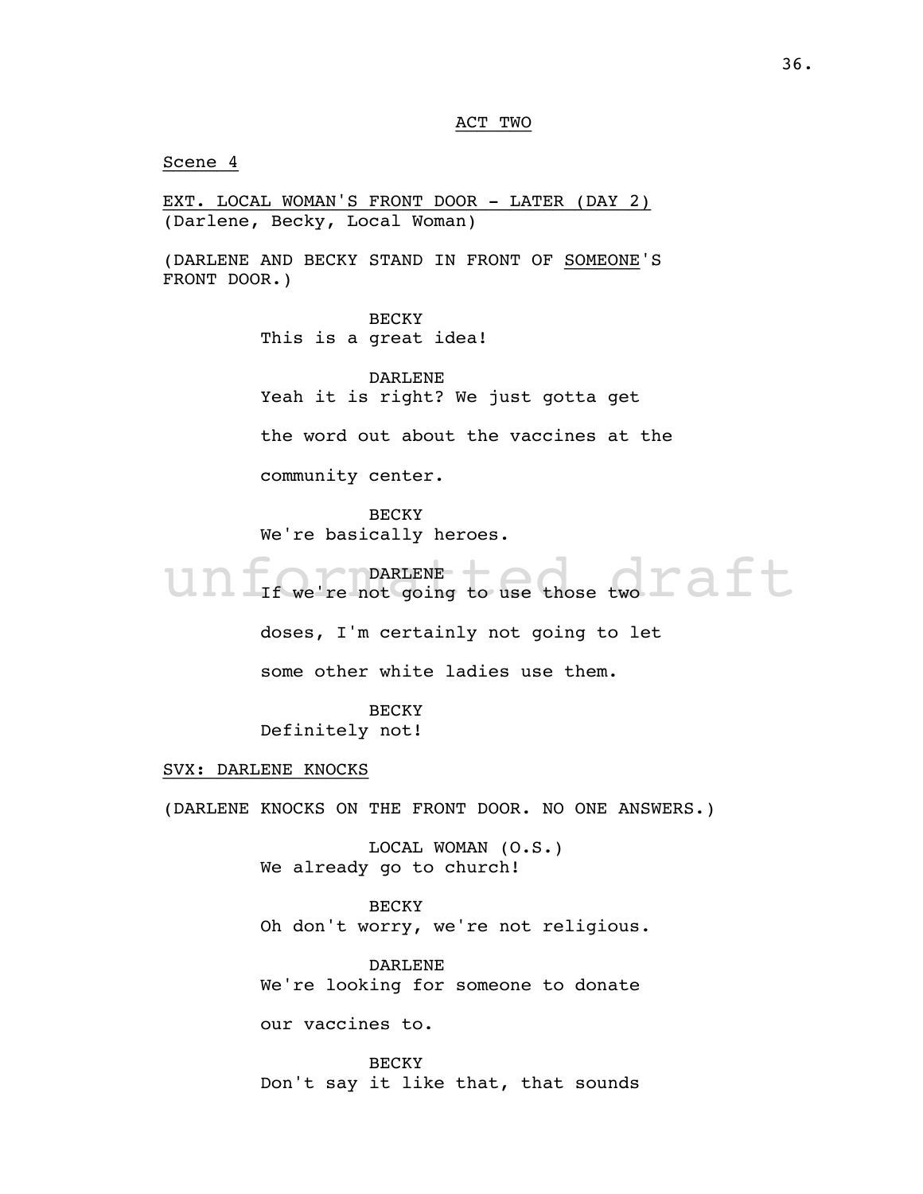ACT TWO

Scene 4

EXT. LOCAL WOMAN'S FRONT DOOR - LATER (DAY 2)
(Darlene, Becky, Local Woman)

(DARLENE AND BECKY STAND IN FRONT OF SOMEONE'S FRONT DOOR.)

BECKY
This is a great idea!

DARLENE
Yeah it is right? We just gotta get the word out about the vaccines at the community center.

BECKY
We're basically heroes.

DARLENE
If we're not going to use those two doses, I'm certainly not going to let some other white ladies use them.

BECKY
Definitely not!

SVX: DARLENE KNOCKS

(DARLENE KNOCKS ON THE FRONT DOOR. NO ONE ANSWERS.)

LOCAL WOMAN (O.S.)
We already go to church!

BECKY
Oh don't worry, we're not religious.

DARLENE
We're looking for someone to donate our vaccines to.

BECKY
Don't say it like that, that sounds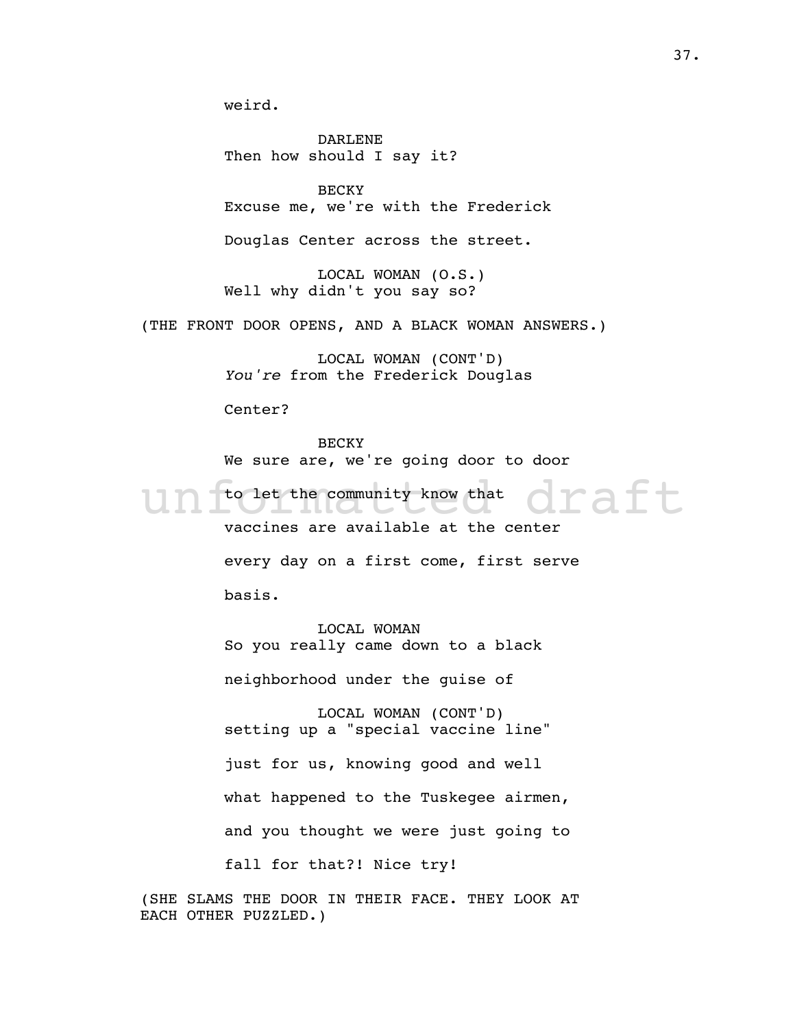weird.

DARLENE
Then how should I say it?

BECKY
Excuse me, we're with the Frederick Douglas Center across the street.

LOCAL WOMAN (O.S.)
Well why didn't you say so?

(THE FRONT DOOR OPENS, AND A BLACK WOMAN ANSWERS.)

LOCAL WOMAN (CONT'D)
*You're* from the Frederick Douglas Center?

BECKY
We sure are, we're going door to door to let the community know that vaccines are available at the center every day on a first come, first serve basis.

LOCAL WOMAN
So you really came down to a black neighborhood under the guise of

LOCAL WOMAN (CONT'D)
setting up a "special vaccine line" just for us, knowing good and well what happened to the Tuskegee airmen, and you thought we were just going to fall for that?! Nice try!

(SHE SLAMS THE DOOR IN THEIR FACE. THEY LOOK AT EACH OTHER PUZZLED.)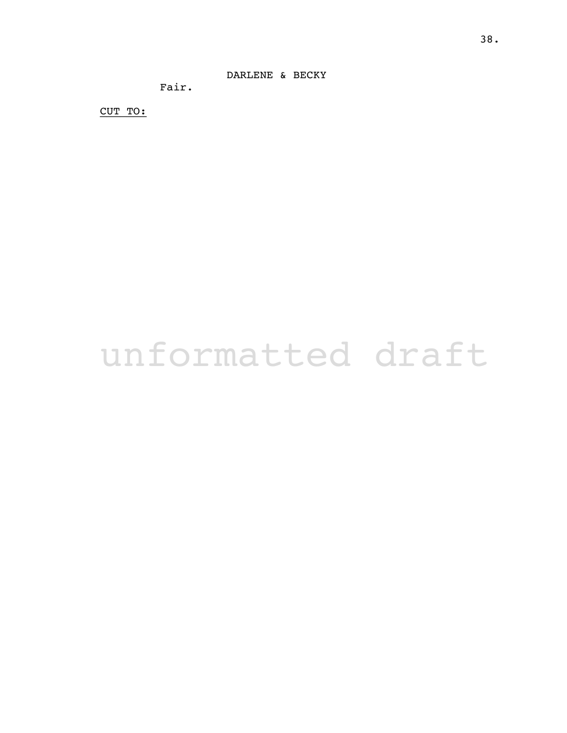DARLENE & BECKY

Fair.

CUT TO:

unformatted draft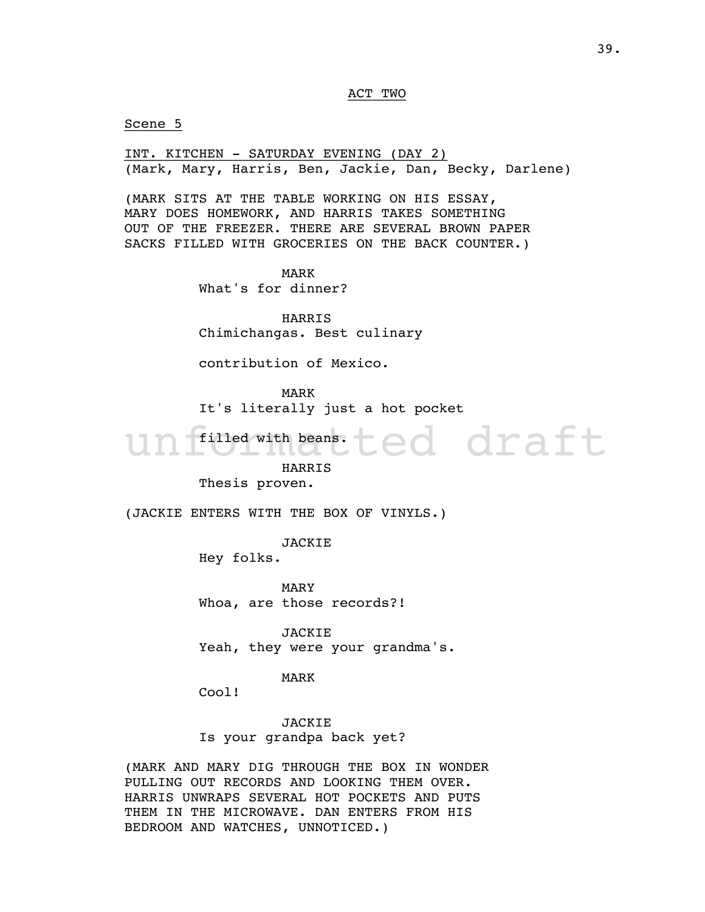ACT TWO

Scene 5

INT. KITCHEN - SATURDAY EVENING (DAY 2)
(Mark, Mary, Harris, Ben, Jackie, Dan, Becky, Darlene)

(MARK SITS AT THE TABLE WORKING ON HIS ESSAY, MARY DOES HOMEWORK, AND HARRIS TAKES SOMETHING OUT OF THE FREEZER. THERE ARE SEVERAL BROWN PAPER SACKS FILLED WITH GROCERIES ON THE BACK COUNTER.)

MARK
What's for dinner?

HARRIS
Chimichangas. Best culinary contribution of Mexico.

MARK
It's literally just a hot pocket filled with beans.

HARRIS
Thesis proven.

(JACKIE ENTERS WITH THE BOX OF VINYLS.)

JACKIE
Hey folks.

MARY
Whoa, are those records?!

JACKIE
Yeah, they were your grandma's.

MARK
Cool!

JACKIE
Is your grandpa back yet?

(MARK AND MARY DIG THROUGH THE BOX IN WONDER PULLING OUT RECORDS AND LOOKING THEM OVER. HARRIS UNWRAPS SEVERAL HOT POCKETS AND PUTS THEM IN THE MICROWAVE. DAN ENTERS FROM HIS BEDROOM AND WATCHES, UNNOTICED.)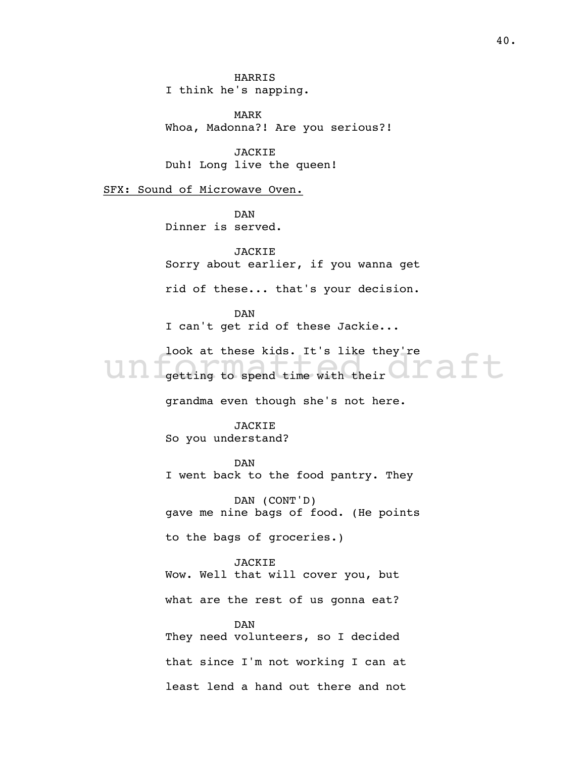HARRIS
I think he's napping.

MARK
Whoa, Madonna?! Are you serious?!

JACKIE
Duh! Long live the queen!

<u>SFX: Sound of Microwave Oven.</u>

DAN
Dinner is served.

JACKIE
Sorry about earlier, if you wanna get rid of these... that's your decision.

DAN
I can't get rid of these Jackie... look at these kids. It's like they're getting to spend time with their grandma even though she's not here.

JACKIE
So you understand?

DAN
I went back to the food pantry. They

DAN (CONT'D)
gave me nine bags of food. (He points to the bags of groceries.)

JACKIE
Wow. Well that will cover you, but what are the rest of us gonna eat?

DAN
They need volunteers, so I decided that since I'm not working I can at least lend a hand out there and not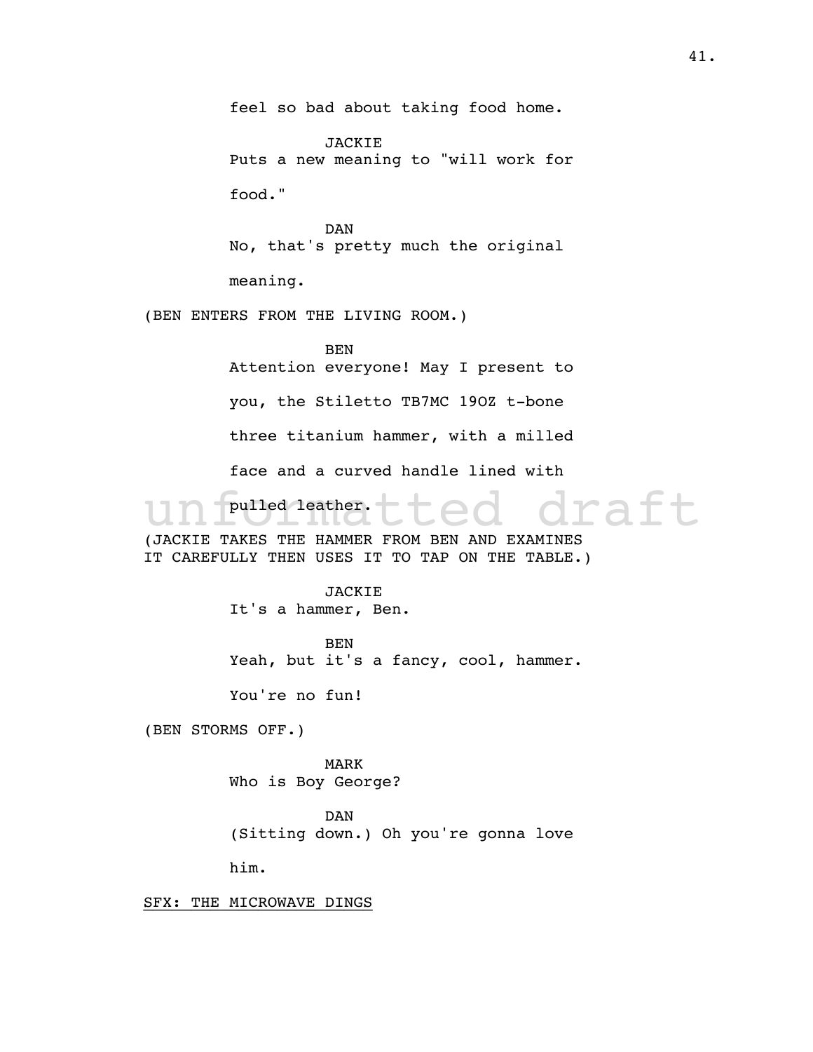feel so bad about taking food home.

JACKIE
Puts a new meaning to "will work for food."

DAN
No, that's pretty much the original meaning.

(BEN ENTERS FROM THE LIVING ROOM.)

BEN
Attention everyone! May I present to you, the Stiletto TB7MC 19OZ t-bone three titanium hammer, with a milled face and a curved handle lined with pulled leather.

(JACKIE TAKES THE HAMMER FROM BEN AND EXAMINES IT CAREFULLY THEN USES IT TO TAP ON THE TABLE.)

JACKIE
It's a hammer, Ben.

BEN
Yeah, but it's a fancy, cool, hammer. You're no fun!

(BEN STORMS OFF.)

MARK
Who is Boy George?

DAN
(Sitting down.) Oh you're gonna love him.

<u>SFX: THE MICROWAVE DINGS</u>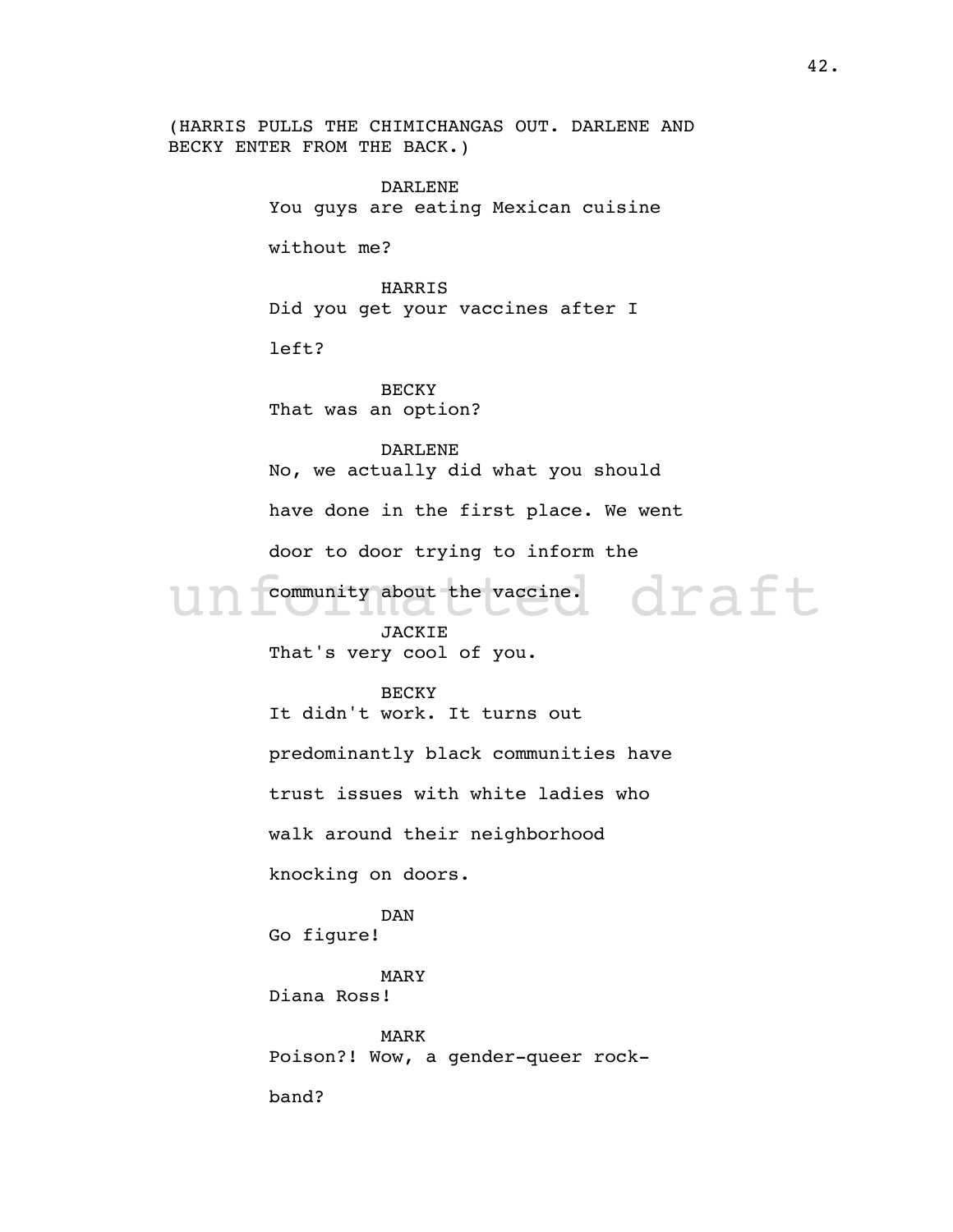(HARRIS PULLS THE CHIMICHANGAS OUT. DARLENE AND BECKY ENTER FROM THE BACK.)

DARLENE
You guys are eating Mexican cuisine without me?

HARRIS
Did you get your vaccines after I left?

BECKY
That was an option?

DARLENE
No, we actually did what you should have done in the first place. We went door to door trying to inform the community about the vaccine.

JACKIE
That's very cool of you.

BECKY
It didn't work. It turns out predominantly black communities have trust issues with white ladies who walk around their neighborhood knocking on doors.

DAN
Go figure!

MARY
Diana Ross!

MARK
Poison?! Wow, a gender-queer rock-band?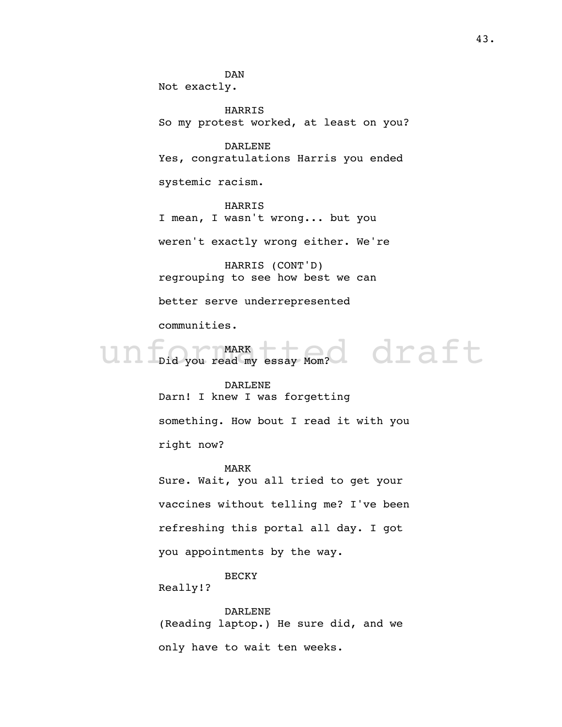DAN
Not exactly.

HARRIS
So my protest worked, at least on you?

DARLENE
Yes, congratulations Harris you ended systemic racism.

HARRIS
I mean, I wasn't wrong... but you weren't exactly wrong either. We're

HARRIS (CONT'D)
regrouping to see how best we can better serve underrepresented communities.

unformatted draft

MARK
Did you read my essay Mom?

DARLENE
Darn! I knew I was forgetting something. How bout I read it with you right now?

MARK
Sure. Wait, you all tried to get your vaccines without telling me? I've been refreshing this portal all day. I got you appointments by the way.

BECKY
Really!?

DARLENE
(Reading laptop.) He sure did, and we only have to wait ten weeks.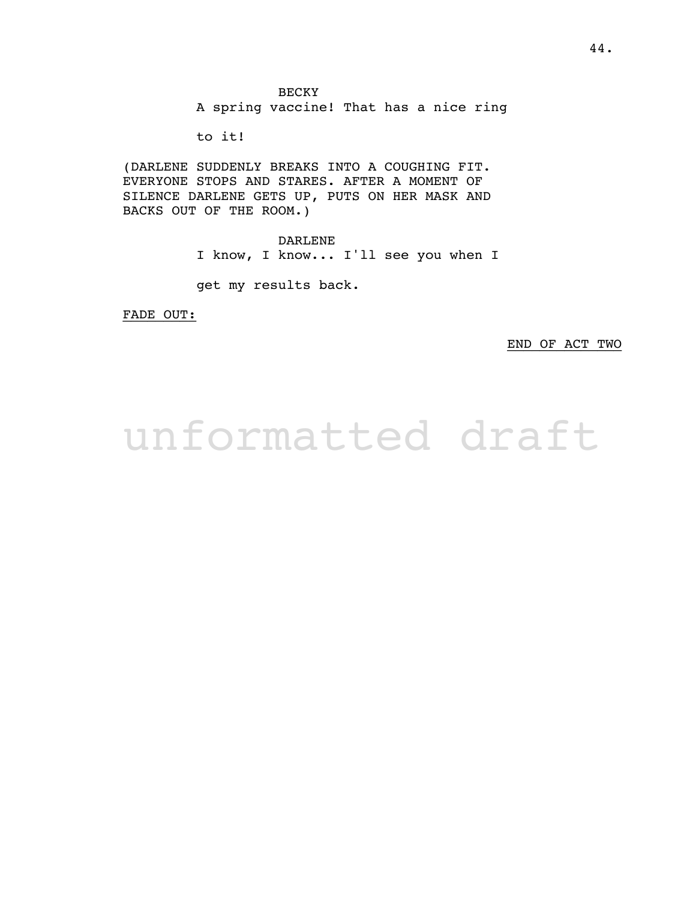BECKY

A spring vaccine! That has a nice ring to it!

(DARLENE SUDDENLY BREAKS INTO A COUGHING FIT. EVERYONE STOPS AND STARES. AFTER A MOMENT OF SILENCE DARLENE GETS UP, PUTS ON HER MASK AND BACKS OUT OF THE ROOM.)

DARLENE

I know, I know... I'll see you when I get my results back.

<u>FADE OUT:</u>

<u>END OF ACT TWO</u>

unformatted draft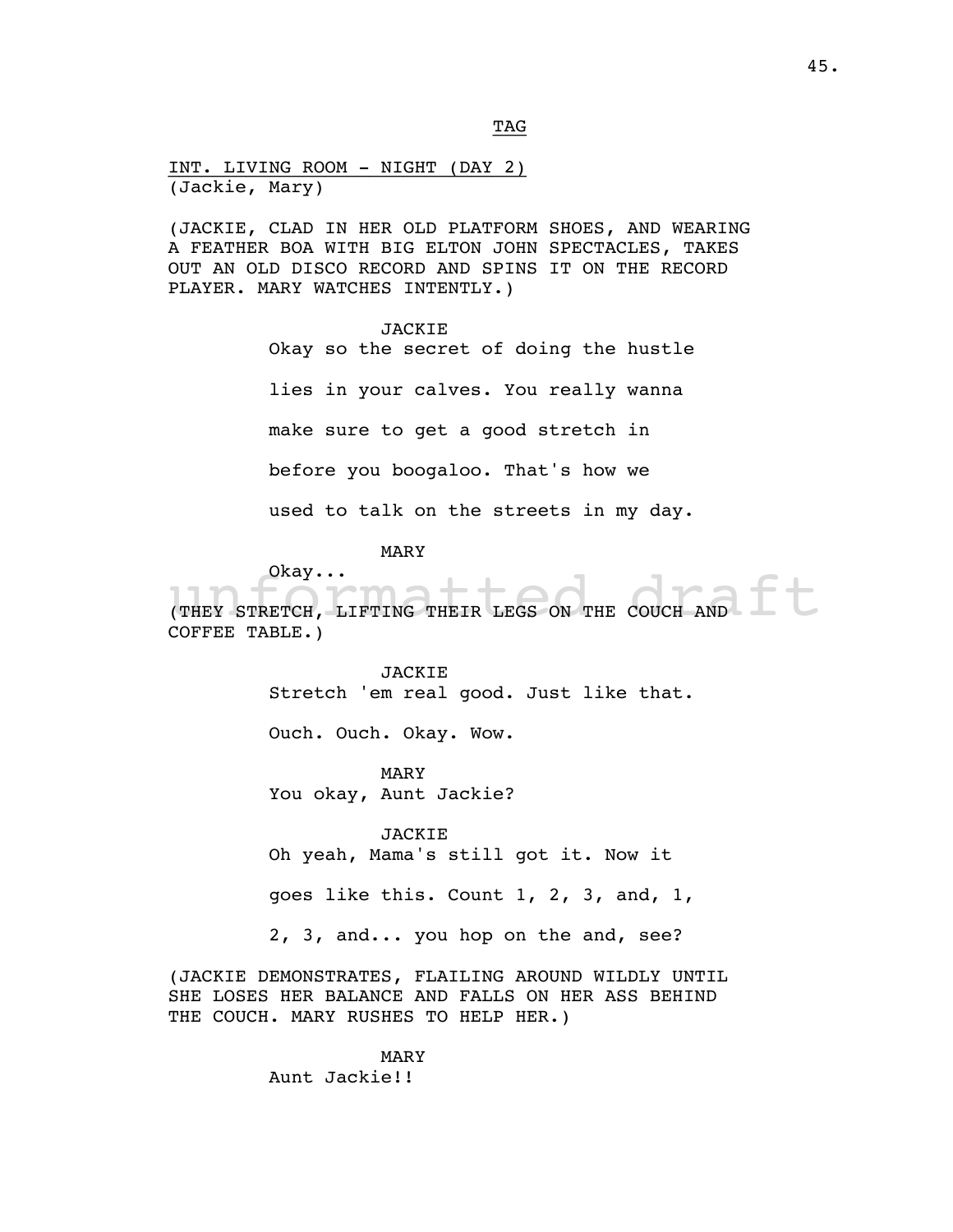TAG

INT. LIVING ROOM - NIGHT (DAY 2)
(Jackie, Mary)

(JACKIE, CLAD IN HER OLD PLATFORM SHOES, AND WEARING A FEATHER BOA WITH BIG ELTON JOHN SPECTACLES, TAKES OUT AN OLD DISCO RECORD AND SPINS IT ON THE RECORD PLAYER. MARY WATCHES INTENTLY.)

JACKIE
Okay so the secret of doing the hustle lies in your calves. You really wanna make sure to get a good stretch in before you boogaloo. That's how we used to talk on the streets in my day.

MARY
Okay...

(THEY STRETCH, LIFTING THEIR LEGS ON THE COUCH AND COFFEE TABLE.)

JACKIE
Stretch 'em real good. Just like that. Ouch. Ouch. Okay. Wow.

MARY
You okay, Aunt Jackie?

JACKIE
Oh yeah, Mama's still got it. Now it goes like this. Count 1, 2, 3, and, 1, 2, 3, and... you hop on the and, see?

(JACKIE DEMONSTRATES, FLAILING AROUND WILDLY UNTIL SHE LOSES HER BALANCE AND FALLS ON HER ASS BEHIND THE COUCH. MARY RUSHES TO HELP HER.)

MARY
Aunt Jackie!!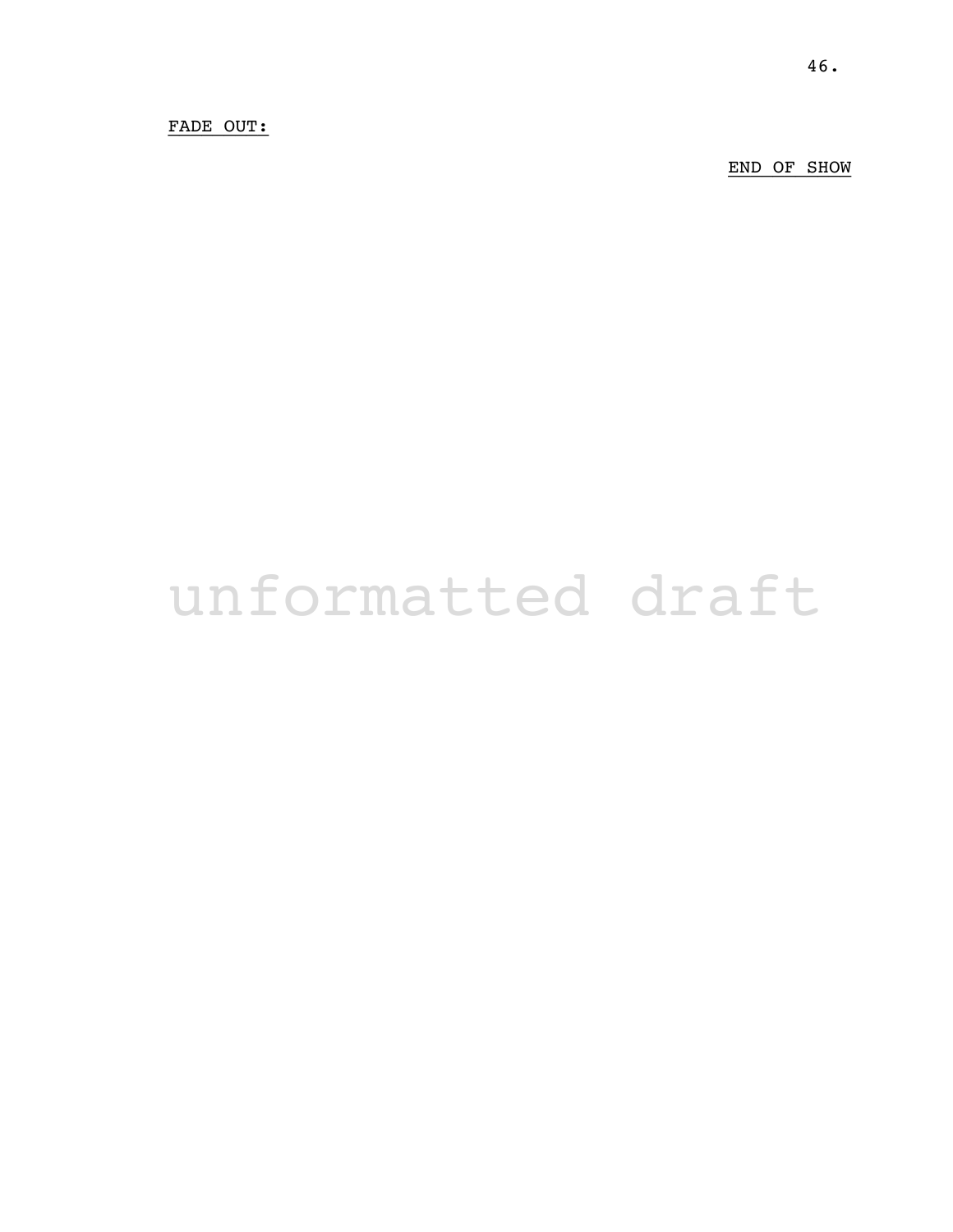FADE OUT:

END OF SHOW

unformatted draft